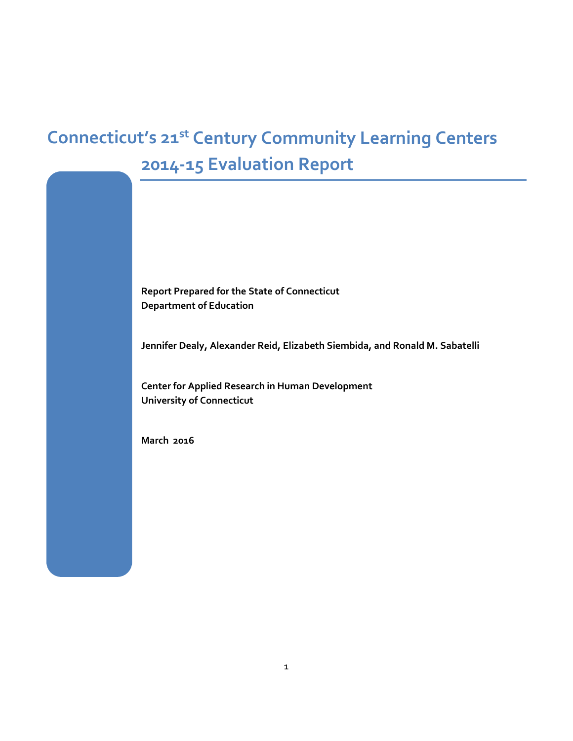# Connecticut's 21st Century Community Learning Centers 2014-15 Evaluation Report

**Report Prepared for the State of Connecticut**
**Department of Education**

**Jennifer Dealy, Alexander Reid, Elizabeth Siembida, and Ronald M. Sabatelli**

**Center for Applied Research in Human Development**
**University of Connecticut**

**March 2016**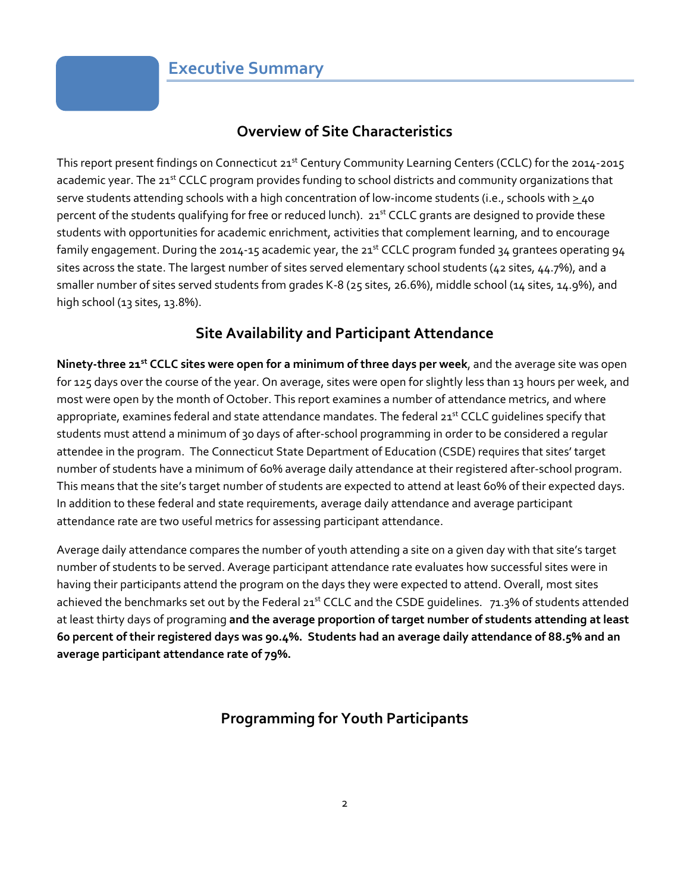# Executive Summary

## Overview of Site Characteristics

This report present findings on Connecticut 21st Century Community Learning Centers (CCLC) for the 2014-2015 academic year. The 21st CCLC program provides funding to school districts and community organizations that serve students attending schools with a high concentration of low-income students (i.e., schools with ≥ 40 percent of the students qualifying for free or reduced lunch). 21st CCLC grants are designed to provide these students with opportunities for academic enrichment, activities that complement learning, and to encourage family engagement. During the 2014-15 academic year, the 21st CCLC program funded 34 grantees operating 94 sites across the state. The largest number of sites served elementary school students (42 sites, 44.7%), and a smaller number of sites served students from grades K-8 (25 sites, 26.6%), middle school (14 sites, 14.9%), and high school (13 sites, 13.8%).

## Site Availability and Participant Attendance

**Ninety-three 21st CCLC sites were open for a minimum of three days per week**, and the average site was open for 125 days over the course of the year. On average, sites were open for slightly less than 13 hours per week, and most were open by the month of October. This report examines a number of attendance metrics, and where appropriate, examines federal and state attendance mandates. The federal 21st CCLC guidelines specify that students must attend a minimum of 30 days of after-school programming in order to be considered a regular attendee in the program. The Connecticut State Department of Education (CSDE) requires that sites' target number of students have a minimum of 60% average daily attendance at their registered after-school program. This means that the site's target number of students are expected to attend at least 60% of their expected days. In addition to these federal and state requirements, average daily attendance and average participant attendance rate are two useful metrics for assessing participant attendance.

Average daily attendance compares the number of youth attending a site on a given day with that site's target number of students to be served. Average participant attendance rate evaluates how successful sites were in having their participants attend the program on the days they were expected to attend. Overall, most sites achieved the benchmarks set out by the Federal 21st CCLC and the CSDE guidelines. 71.3% of students attended at least thirty days of programing **and the average proportion of target number of students attending at least 60 percent of their registered days was 90.4%. Students had an average daily attendance of 88.5% and an average participant attendance rate of 79%.**

## Programming for Youth Participants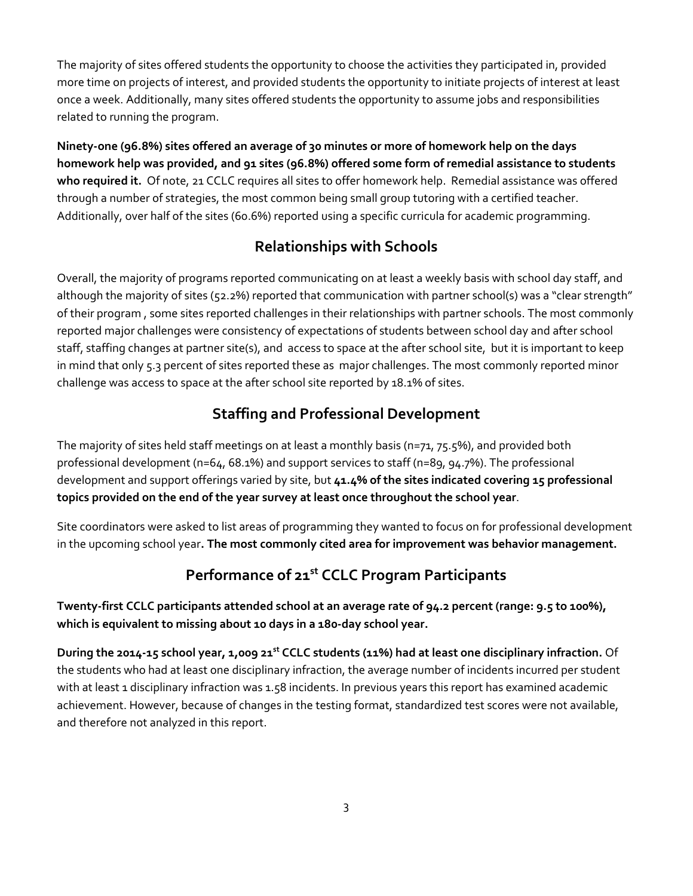The majority of sites offered students the opportunity to choose the activities they participated in, provided more time on projects of interest, and provided students the opportunity to initiate projects of interest at least once a week. Additionally, many sites offered students the opportunity to assume jobs and responsibilities related to running the program.

**Ninety-one (96.8%) sites offered an average of 30 minutes or more of homework help on the days homework help was provided, and 91 sites (96.8%) offered some form of remedial assistance to students who required it.** Of note, 21 CCLC requires all sites to offer homework help. Remedial assistance was offered through a number of strategies, the most common being small group tutoring with a certified teacher. Additionally, over half of the sites (60.6%) reported using a specific curricula for academic programming.

## Relationships with Schools

Overall, the majority of programs reported communicating on at least a weekly basis with school day staff, and although the majority of sites (52.2%) reported that communication with partner school(s) was a "clear strength" of their program , some sites reported challenges in their relationships with partner schools. The most commonly reported major challenges were consistency of expectations of students between school day and after school staff, staffing changes at partner site(s), and access to space at the after school site, but it is important to keep in mind that only 5.3 percent of sites reported these as major challenges. The most commonly reported minor challenge was access to space at the after school site reported by 18.1% of sites.

## Staffing and Professional Development

The majority of sites held staff meetings on at least a monthly basis (n=71, 75.5%), and provided both professional development (n=64, 68.1%) and support services to staff (n=89, 94.7%). The professional development and support offerings varied by site, but **41.4% of the sites indicated covering 15 professional topics provided on the end of the year survey at least once throughout the school year**.

Site coordinators were asked to list areas of programming they wanted to focus on for professional development in the upcoming school year**. The most commonly cited area for improvement was behavior management.**

## Performance of 21st CCLC Program Participants

**Twenty-first CCLC participants attended school at an average rate of 94.2 percent (range: 9.5 to 100%), which is equivalent to missing about 10 days in a 180-day school year.**

**During the 2014-15 school year, 1,009 21st CCLC students (11%) had at least one disciplinary infraction.** Of the students who had at least one disciplinary infraction, the average number of incidents incurred per student with at least 1 disciplinary infraction was 1.58 incidents. In previous years this report has examined academic achievement. However, because of changes in the testing format, standardized test scores were not available, and therefore not analyzed in this report.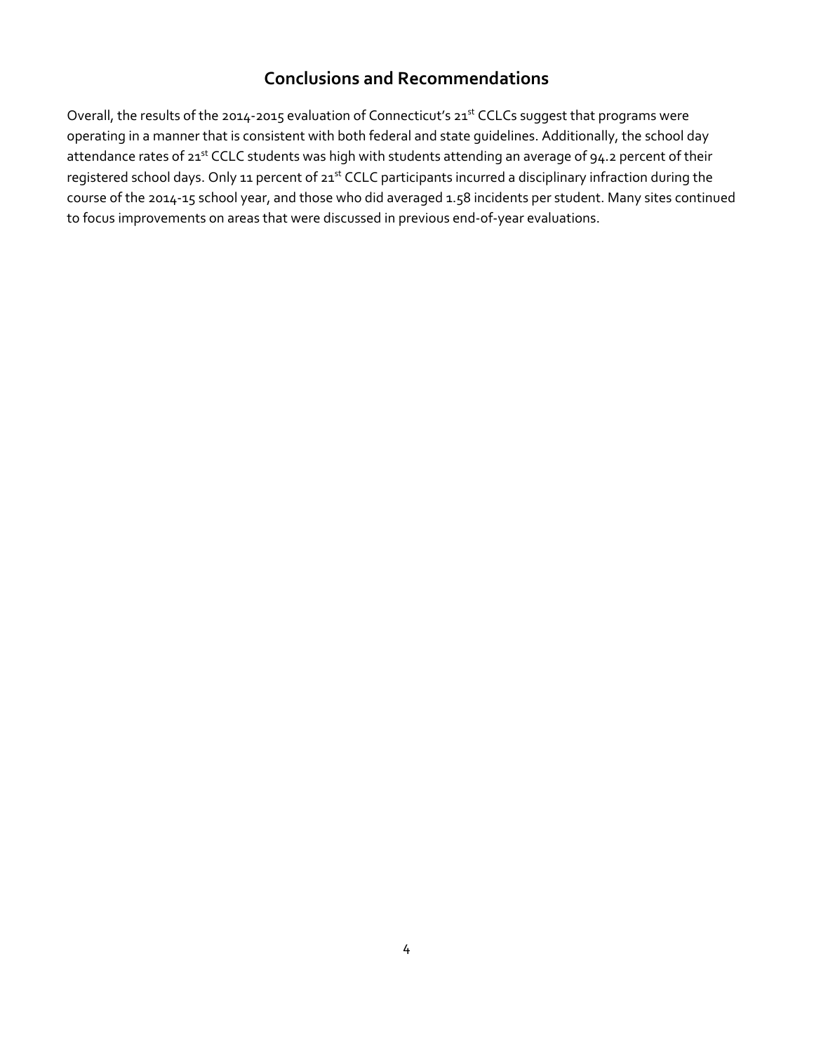## Conclusions and Recommendations

Overall, the results of the 2014-2015 evaluation of Connecticut's 21st CCLCs suggest that programs were operating in a manner that is consistent with both federal and state guidelines. Additionally, the school day attendance rates of 21st CCLC students was high with students attending an average of 94.2 percent of their registered school days. Only 11 percent of 21st CCLC participants incurred a disciplinary infraction during the course of the 2014-15 school year, and those who did averaged 1.58 incidents per student. Many sites continued to focus improvements on areas that were discussed in previous end-of-year evaluations.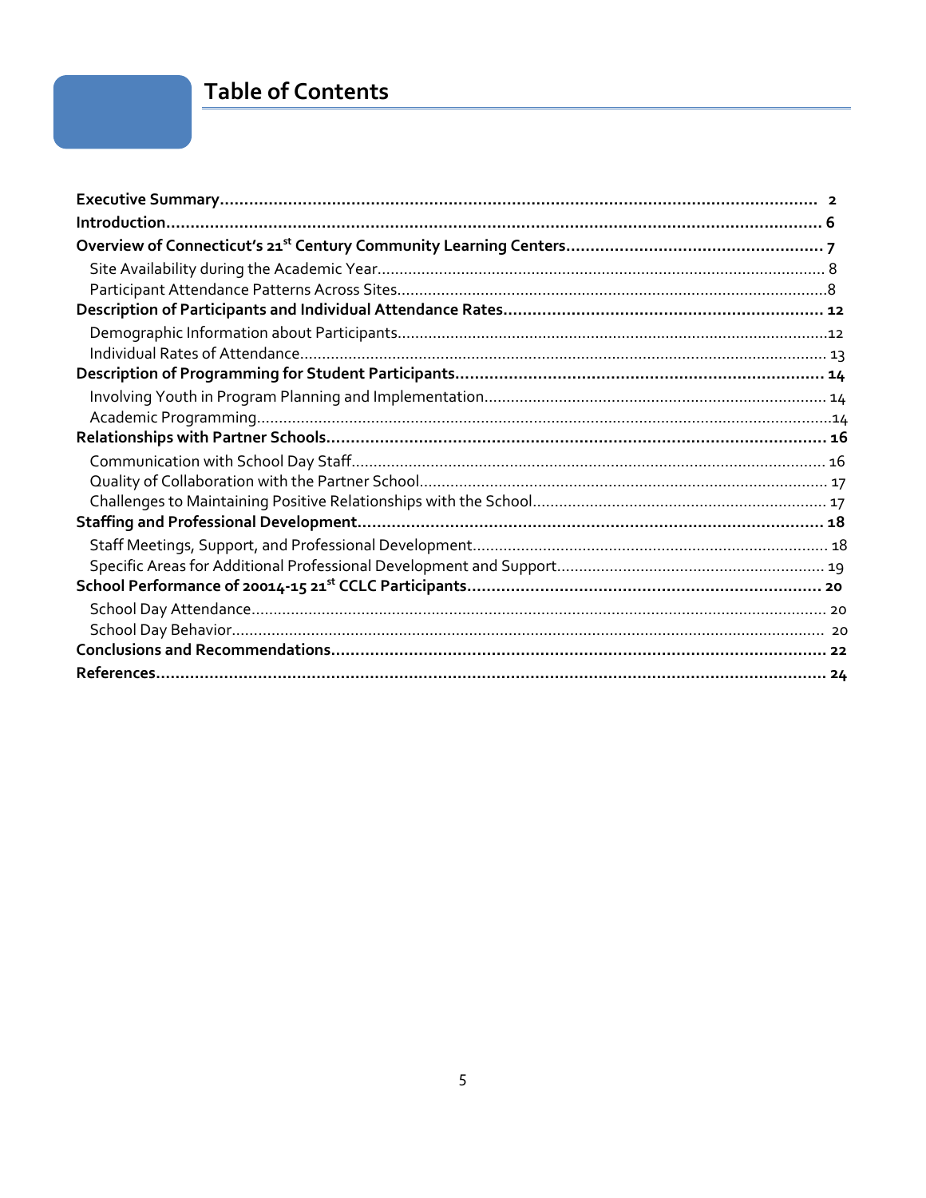# Table of Contents

**Executive Summary** ........................................................ 2

**Introduction** ........................................................ 6

**Overview of Connecticut's 21st Century Community Learning Centers** ........................................................ 7

- Site Availability during the Academic Year ........................................................ 8
- Participant Attendance Patterns Across Sites ........................................................ 8

**Description of Participants and Individual Attendance Rates** ........................................................ 12

- Demographic Information about Participants ........................................................ 12
- Individual Rates of Attendance ........................................................ 13

**Description of Programming for Student Participants** ........................................................ 14

- Involving Youth in Program Planning and Implementation ........................................................ 14
- Academic Programming ........................................................ 14

**Relationships with Partner Schools** ........................................................ 16

- Communication with School Day Staff ........................................................ 16
- Quality of Collaboration with the Partner School ........................................................ 17
- Challenges to Maintaining Positive Relationships with the School ........................................................ 17

**Staffing and Professional Development** ........................................................ 18

- Staff Meetings, Support, and Professional Development ........................................................ 18
- Specific Areas for Additional Professional Development and Support ........................................................ 19

**School Performance of 20014-15 21st CCLC Participants** ........................................................ 20

- School Day Attendance ........................................................ 20
- School Day Behavior ........................................................ 20

**Conclusions and Recommendations** ........................................................ 22

**References** ........................................................ 24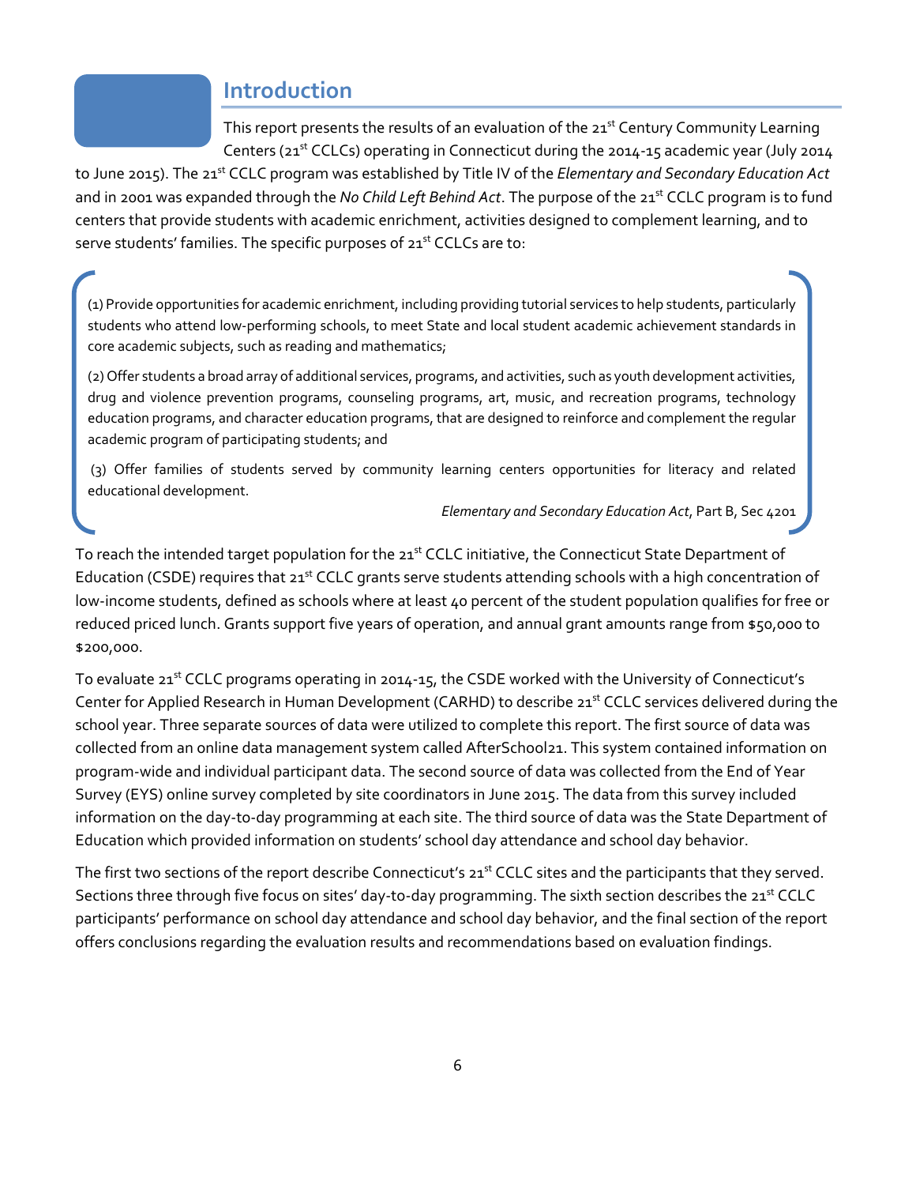# Introduction

This report presents the results of an evaluation of the 21st Century Community Learning Centers (21st CCLCs) operating in Connecticut during the 2014-15 academic year (July 2014 to June 2015). The 21st CCLC program was established by Title IV of the *Elementary and Secondary Education Act* and in 2001 was expanded through the *No Child Left Behind Act*. The purpose of the 21st CCLC program is to fund centers that provide students with academic enrichment, activities designed to complement learning, and to serve students' families. The specific purposes of 21st CCLCs are to:

> (1) Provide opportunities for academic enrichment, including providing tutorial services to help students, particularly students who attend low-performing schools, to meet State and local student academic achievement standards in core academic subjects, such as reading and mathematics;
>
> (2) Offer students a broad array of additional services, programs, and activities, such as youth development activities, drug and violence prevention programs, counseling programs, art, music, and recreation programs, technology education programs, and character education programs, that are designed to reinforce and complement the regular academic program of participating students; and
>
> (3) Offer families of students served by community learning centers opportunities for literacy and related educational development.
>
> *Elementary and Secondary Education Act*, Part B, Sec 4201

To reach the intended target population for the 21st CCLC initiative, the Connecticut State Department of Education (CSDE) requires that 21st CCLC grants serve students attending schools with a high concentration of low-income students, defined as schools where at least 40 percent of the student population qualifies for free or reduced priced lunch. Grants support five years of operation, and annual grant amounts range from $50,000 to $200,000.

To evaluate 21st CCLC programs operating in 2014-15, the CSDE worked with the University of Connecticut's Center for Applied Research in Human Development (CARHD) to describe 21st CCLC services delivered during the school year. Three separate sources of data were utilized to complete this report. The first source of data was collected from an online data management system called AfterSchool21. This system contained information on program-wide and individual participant data. The second source of data was collected from the End of Year Survey (EYS) online survey completed by site coordinators in June 2015. The data from this survey included information on the day-to-day programming at each site. The third source of data was the State Department of Education which provided information on students' school day attendance and school day behavior.

The first two sections of the report describe Connecticut's 21st CCLC sites and the participants that they served. Sections three through five focus on sites' day-to-day programming. The sixth section describes the 21st CCLC participants' performance on school day attendance and school day behavior, and the final section of the report offers conclusions regarding the evaluation results and recommendations based on evaluation findings.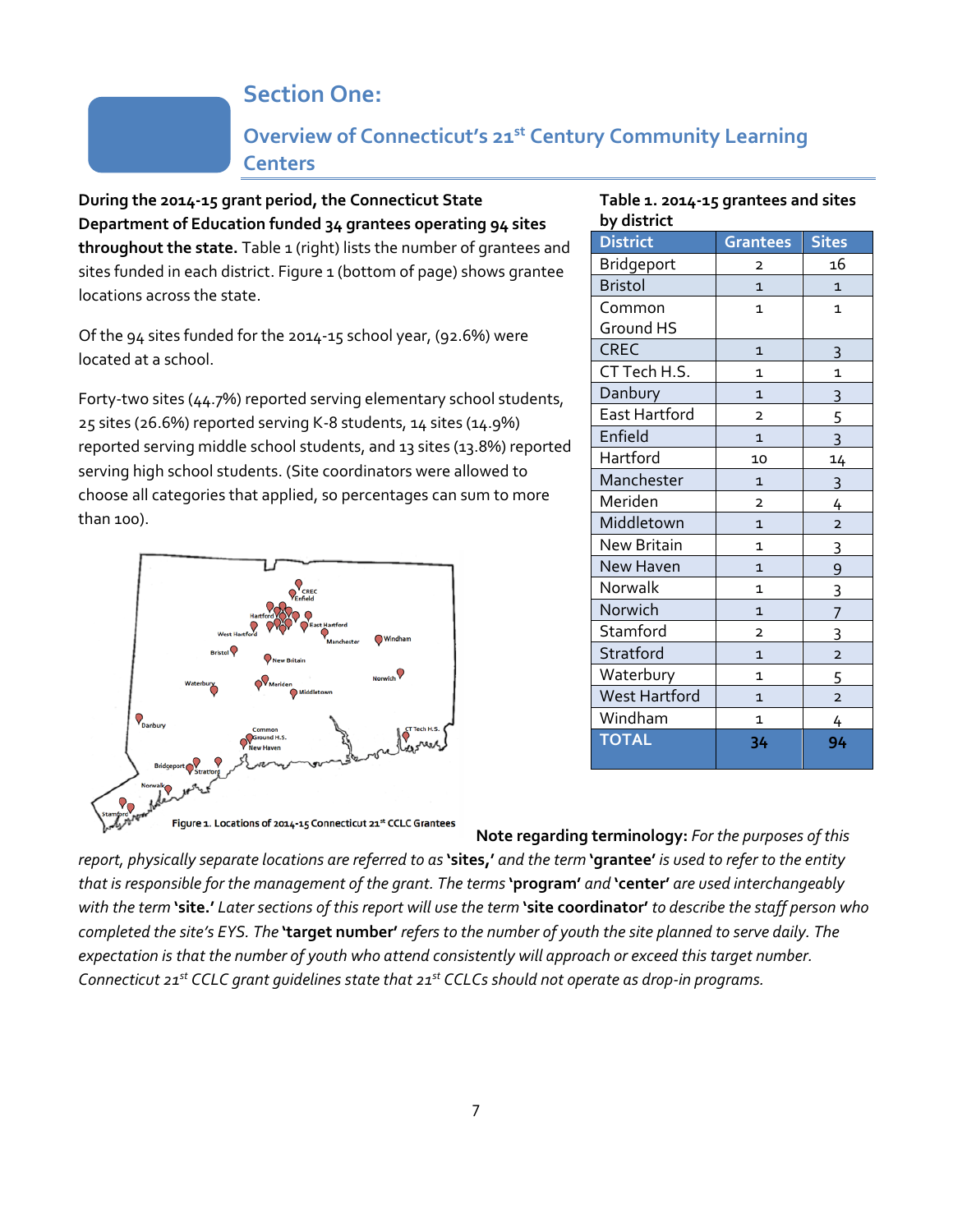# Section One:

## Overview of Connecticut's 21st Century Community Learning Centers

**During the 2014-15 grant period, the Connecticut State Department of Education funded 34 grantees operating 94 sites throughout the state.** Table 1 (right) lists the number of grantees and sites funded in each district. Figure 1 (bottom of page) shows grantee locations across the state.

Of the 94 sites funded for the 2014-15 school year, (92.6%) were located at a school.

Forty-two sites (44.7%) reported serving elementary school students, 25 sites (26.6%) reported serving K-8 students, 14 sites (14.9%) reported serving middle school students, and 13 sites (13.8%) reported serving high school students. (Site coordinators were allowed to choose all categories that applied, so percentages can sum to more than 100).

**Table 1. 2014-15 grantees and sites by district**

| District | Grantees | Sites |
|---|---|---|
| Bridgeport | 2 | 16 |
| Bristol | 1 | 1 |
| Common Ground HS | 1 | 1 |
| CREC | 1 | 3 |
| CT Tech H.S. | 1 | 1 |
| Danbury | 1 | 3 |
| East Hartford | 2 | 5 |
| Enfield | 1 | 3 |
| Hartford | 10 | 14 |
| Manchester | 1 | 3 |
| Meriden | 2 | 4 |
| Middletown | 1 | 2 |
| New Britain | 1 | 3 |
| New Haven | 1 | 9 |
| Norwalk | 1 | 3 |
| Norwich | 1 | 7 |
| Stamford | 2 | 3 |
| Stratford | 1 | 2 |
| Waterbury | 1 | 5 |
| West Hartford | 1 | 2 |
| Windham | 1 | 4 |
| **TOTAL** | **34** | **94** |

Figure 1. Locations of 2014-15 Connecticut 21st CCLC Grantees

**Note regarding terminology:** *For the purposes of this report, physically separate locations are referred to as* **'sites,'** *and the term* **'grantee'** *is used to refer to the entity that is responsible for the management of the grant. The terms* **'program'** *and* **'center'** *are used interchangeably with the term* **'site.'** *Later sections of this report will use the term* **'site coordinator'** *to describe the staff person who completed the site's EYS. The* **'target number'** *refers to the number of youth the site planned to serve daily. The expectation is that the number of youth who attend consistently will approach or exceed this target number. Connecticut 21st CCLC grant guidelines state that 21st CCLCs should not operate as drop-in programs.*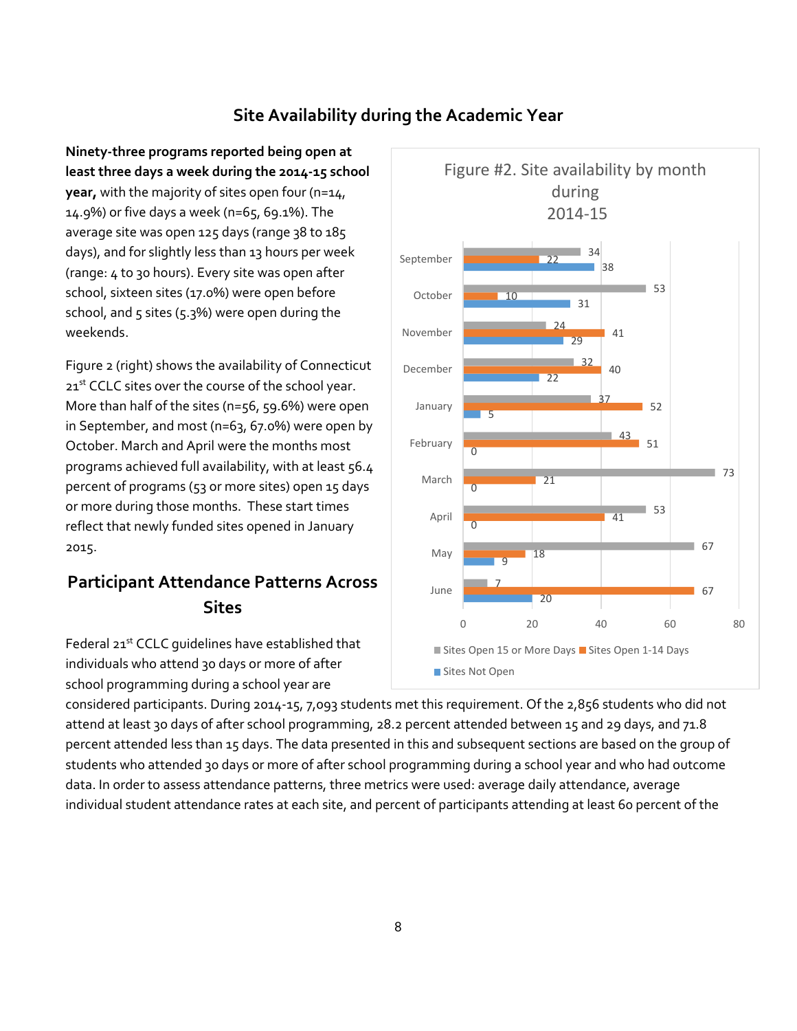## Site Availability during the Academic Year

**Ninety-three programs reported being open at least three days a week during the 2014-15 school year,** with the majority of sites open four (n=14, 14.9%) or five days a week (n=65, 69.1%). The average site was open 125 days (range 38 to 185 days), and for slightly less than 13 hours per week (range: 4 to 30 hours). Every site was open after school, sixteen sites (17.0%) were open before school, and 5 sites (5.3%) were open during the weekends.

Figure 2 (right) shows the availability of Connecticut 21st CCLC sites over the course of the school year. More than half of the sites (n=56, 59.6%) were open in September, and most (n=63, 67.0%) were open by October. March and April were the months most programs achieved full availability, with at least 56.4 percent of programs (53 or more sites) open 15 days or more during those months. These start times reflect that newly funded sites opened in January 2015.

Figure #2. Site availability by month during 2014-15

| Month | Sites Open 15 or More Days | Sites Open 1-14 Days | Sites Not Open |
|---|---|---|---|
| September | 34 | 22 | 38 |
| October | 53 | 10 | 31 |
| November | 24 | 41 | 29 |
| December | 32 | 40 | 22 |
| January | 37 | 52 | 5 |
| February | 43 | 51 | 0 |
| March | 73 | 21 | 0 |
| April | 53 | 41 | 0 |
| May | 67 | 18 | 9 |
| June | 7 | 67 | 20 |

## Participant Attendance Patterns Across Sites

Federal 21st CCLC guidelines have established that individuals who attend 30 days or more of after school programming during a school year are considered participants. During 2014-15, 7,093 students met this requirement. Of the 2,856 students who did not attend at least 30 days of after school programming, 28.2 percent attended between 15 and 29 days, and 71.8 percent attended less than 15 days. The data presented in this and subsequent sections are based on the group of students who attended 30 days or more of after school programming during a school year and who had outcome data. In order to assess attendance patterns, three metrics were used: average daily attendance, average individual student attendance rates at each site, and percent of participants attending at least 60 percent of the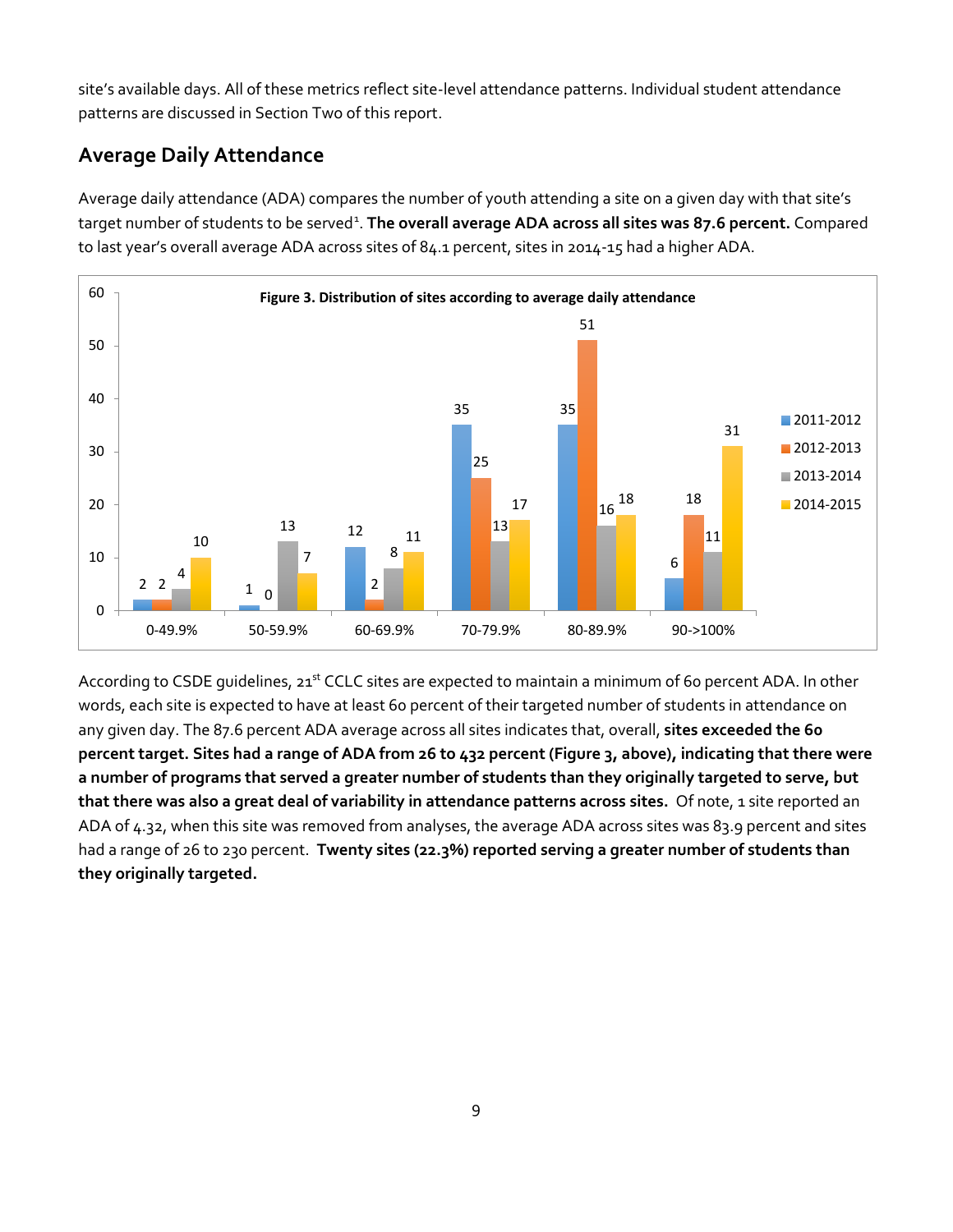site's available days. All of these metrics reflect site-level attendance patterns. Individual student attendance patterns are discussed in Section Two of this report.

## Average Daily Attendance

Average daily attendance (ADA) compares the number of youth attending a site on a given day with that site's target number of students to be served[1]. **The overall average ADA across all sites was 87.6 percent.** Compared to last year's overall average ADA across sites of 84.1 percent, sites in 2014-15 had a higher ADA.

**Figure 3. Distribution of sites according to average daily attendance**

| ADA | 2011-2012 | 2012-2013 | 2013-2014 | 2014-2015 |
|---|---|---|---|---|
| 0-49.9% | 2 | 2 | 4 | 10 |
| 50-59.9% | 1 | 0 | 13 | 7 |
| 60-69.9% | 12 | 2 | 8 | 11 |
| 70-79.9% | 35 | 25 | 13 | 17 |
| 80-89.9% | 35 | 51 | 16 | 18 |
| 90->100% | 6 | 18 | 11 | 31 |

According to CSDE guidelines, 21st CCLC sites are expected to maintain a minimum of 60 percent ADA. In other words, each site is expected to have at least 60 percent of their targeted number of students in attendance on any given day. The 87.6 percent ADA average across all sites indicates that, overall, **sites exceeded the 60 percent target. Sites had a range of ADA from 26 to 432 percent (Figure 3, above), indicating that there were a number of programs that served a greater number of students than they originally targeted to serve, but that there was also a great deal of variability in attendance patterns across sites.** Of note, 1 site reported an ADA of 4.32, when this site was removed from analyses, the average ADA across sites was 83.9 percent and sites had a range of 26 to 230 percent. **Twenty sites (22.3%) reported serving a greater number of students than they originally targeted.**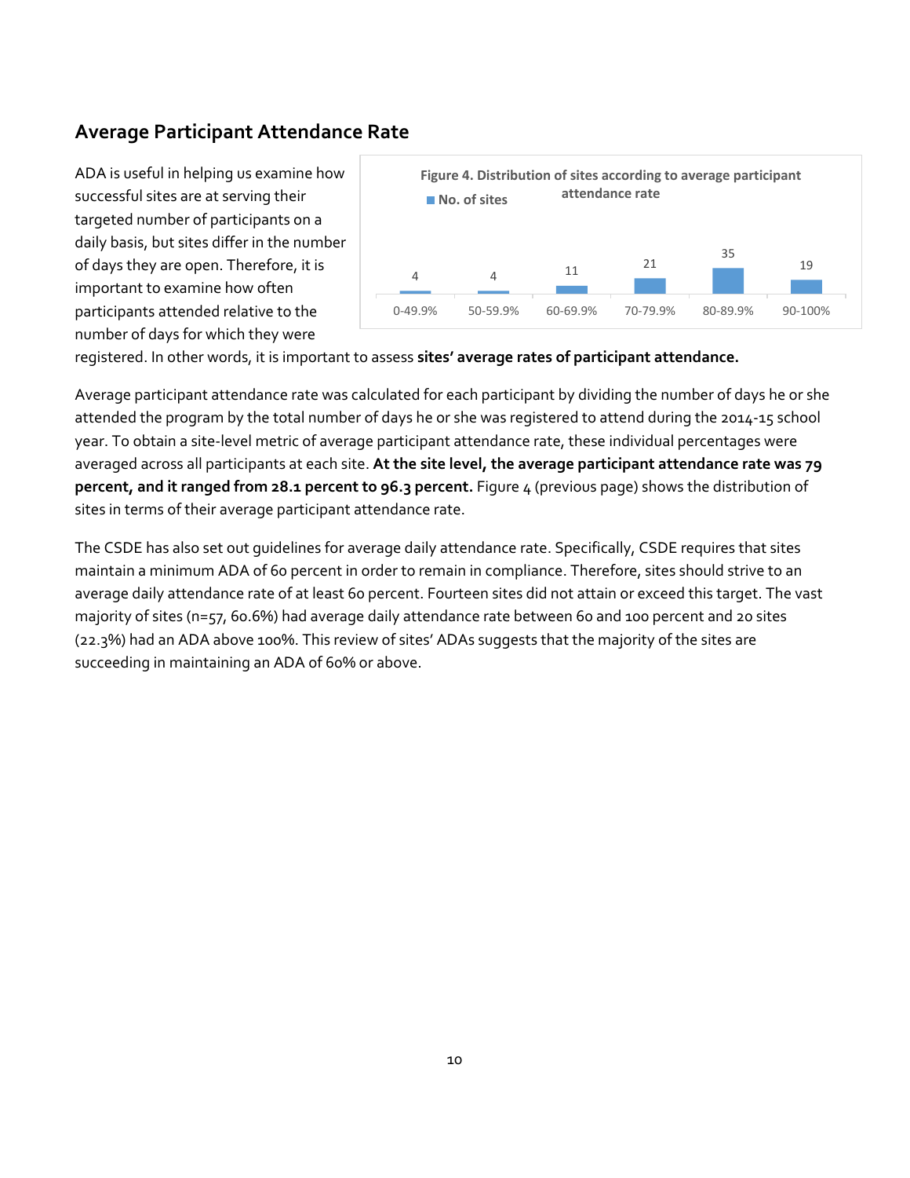## Average Participant Attendance Rate

ADA is useful in helping us examine how successful sites are at serving their targeted number of participants on a daily basis, but sites differ in the number of days they are open. Therefore, it is important to examine how often participants attended relative to the number of days for which they were registered. In other words, it is important to assess **sites' average rates of participant attendance.**

**Figure 4. Distribution of sites according to average participant attendance rate**

| Average participant attendance rate | No. of sites |
|---|---|
| 0-49.9% | 4 |
| 50-59.9% | 4 |
| 60-69.9% | 11 |
| 70-79.9% | 21 |
| 80-89.9% | 35 |
| 90-100% | 19 |

Average participant attendance rate was calculated for each participant by dividing the number of days he or she attended the program by the total number of days he or she was registered to attend during the 2014-15 school year. To obtain a site-level metric of average participant attendance rate, these individual percentages were averaged across all participants at each site. **At the site level, the average participant attendance rate was 79 percent, and it ranged from 28.1 percent to 96.3 percent.** Figure 4 (previous page) shows the distribution of sites in terms of their average participant attendance rate.

The CSDE has also set out guidelines for average daily attendance rate. Specifically, CSDE requires that sites maintain a minimum ADA of 60 percent in order to remain in compliance. Therefore, sites should strive to an average daily attendance rate of at least 60 percent. Fourteen sites did not attain or exceed this target. The vast majority of sites (n=57, 60.6%) had average daily attendance rate between 60 and 100 percent and 20 sites (22.3%) had an ADA above 100%. This review of sites' ADAs suggests that the majority of the sites are succeeding in maintaining an ADA of 60% or above.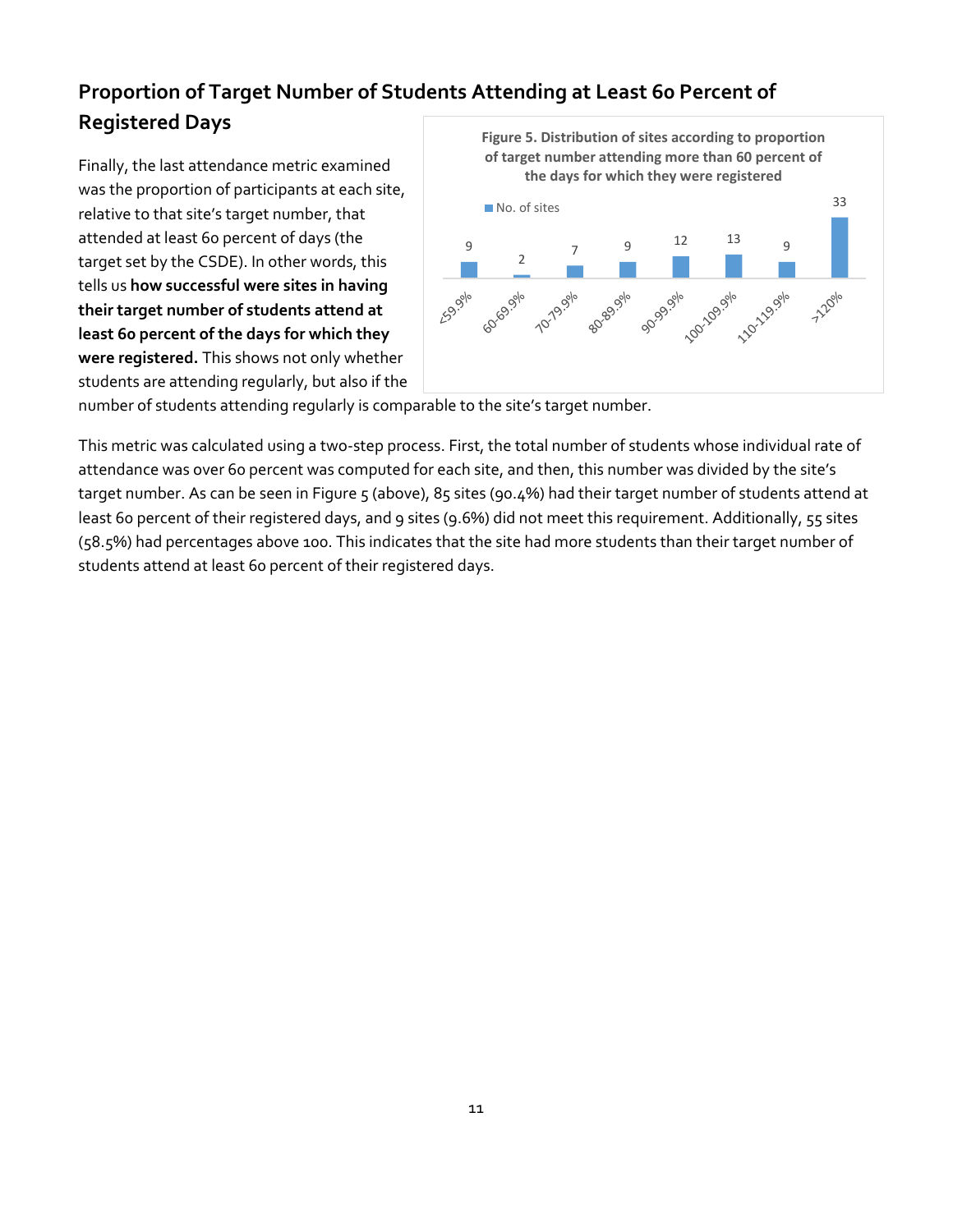## Proportion of Target Number of Students Attending at Least 60 Percent of Registered Days

Finally, the last attendance metric examined was the proportion of participants at each site, relative to that site's target number, that attended at least 60 percent of days (the target set by the CSDE). In other words, this tells us **how successful were sites in having their target number of students attend at least 60 percent of the days for which they were registered.** This shows not only whether students are attending regularly, but also if the number of students attending regularly is comparable to the site's target number.

**Figure 5. Distribution of sites according to proportion of target number attending more than 60 percent of the days for which they were registered**

| | No. of sites |
|---|---|
| <59.9% | 9 |
| 60-69.9% | 2 |
| 70-79.9% | 7 |
| 80-89.9% | 9 |
| 90-99.9% | 12 |
| 100-109.9% | 13 |
| 110-119.9% | 9 |
| >120% | 33 |

This metric was calculated using a two-step process. First, the total number of students whose individual rate of attendance was over 60 percent was computed for each site, and then, this number was divided by the site's target number. As can be seen in Figure 5 (above), 85 sites (90.4%) had their target number of students attend at least 60 percent of their registered days, and 9 sites (9.6%) did not meet this requirement. Additionally, 55 sites (58.5%) had percentages above 100. This indicates that the site had more students than their target number of students attend at least 60 percent of their registered days.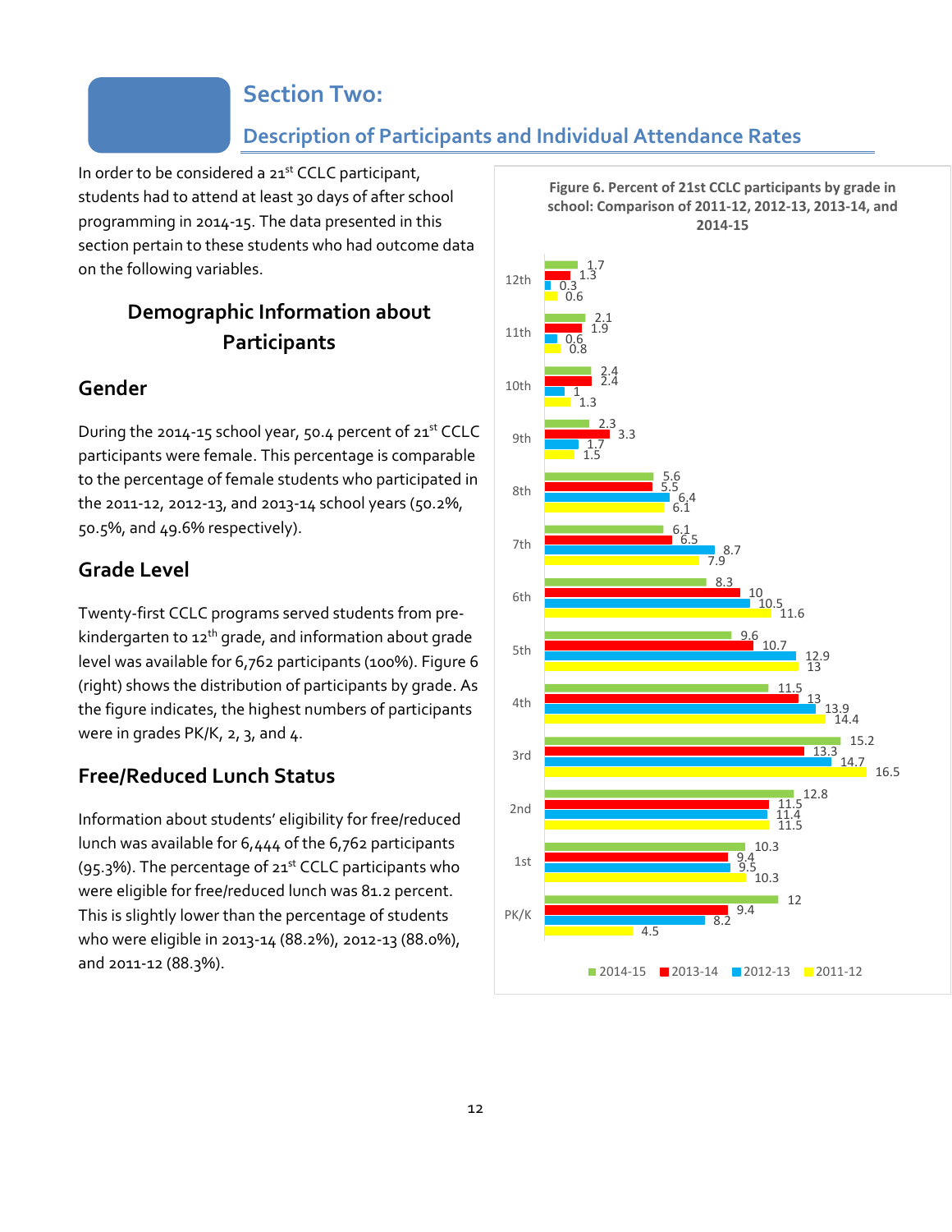# Section Two:

## Description of Participants and Individual Attendance Rates

In order to be considered a 21st CCLC participant, students had to attend at least 30 days of after school programming in 2014-15. The data presented in this section pertain to these students who had outcome data on the following variables.

### Demographic Information about Participants

### Gender

During the 2014-15 school year, 50.4 percent of 21st CCLC participants were female. This percentage is comparable to the percentage of female students who participated in the 2011-12, 2012-13, and 2013-14 school years (50.2%, 50.5%, and 49.6% respectively).

### Grade Level

Twenty-first CCLC programs served students from pre-kindergarten to 12th grade, and information about grade level was available for 6,762 participants (100%). Figure 6 (right) shows the distribution of participants by grade. As the figure indicates, the highest numbers of participants were in grades PK/K, 2, 3, and 4.

**Figure 6. Percent of 21st CCLC participants by grade in school: Comparison of 2011-12, 2012-13, 2013-14, and 2014-15**

| Grade | 2014-15 | 2013-14 | 2012-13 | 2011-12 |
|---|---|---|---|---|
| 12th | 1.7 | 1.3 | 0.3 | 0.6 |
| 11th | 2.1 | 1.9 | 0.6 | 0.8 |
| 10th | 2.4 | 2.4 | 1 | 1.3 |
| 9th | 2.3 | 3.3 | 1.7 | 1.5 |
| 8th | 5.6 | 5.5 | 6.4 | 6.1 |
| 7th | 6.1 | 6.5 | 8.7 | 7.9 |
| 6th | 8.3 | 10 | 10.5 | 11.6 |
| 5th | 9.6 | 10.7 | 12.9 | 13 |
| 4th | 11.5 | 13 | 13.9 | 14.4 |
| 3rd | 15.2 | 13.3 | 14.7 | 16.5 |
| 2nd | 12.8 | 11.5 | 11.4 | 11.5 |
| 1st | 10.3 | 9.4 | 9.5 | 10.3 |
| PK/K | 12 | 9.4 | 8.2 | 4.5 |

### Free/Reduced Lunch Status

Information about students' eligibility for free/reduced lunch was available for 6,444 of the 6,762 participants (95.3%). The percentage of 21st CCLC participants who were eligible for free/reduced lunch was 81.2 percent. This is slightly lower than the percentage of students who were eligible in 2013-14 (88.2%), 2012-13 (88.0%), and 2011-12 (88.3%).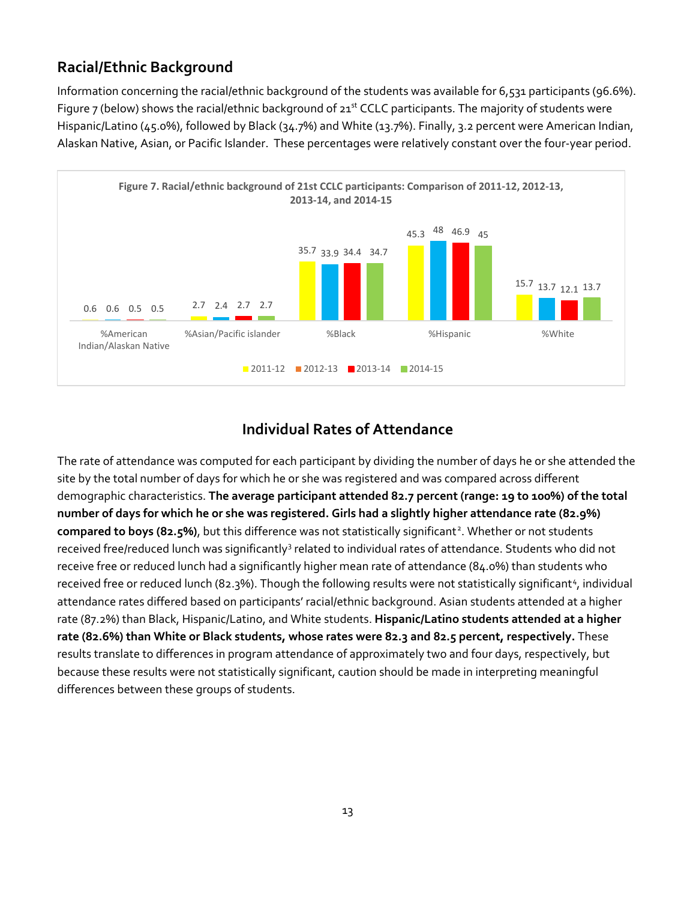## Racial/Ethnic Background

Information concerning the racial/ethnic background of the students was available for 6,531 participants (96.6%). Figure 7 (below) shows the racial/ethnic background of 21st CCLC participants. The majority of students were Hispanic/Latino (45.0%), followed by Black (34.7%) and White (13.7%). Finally, 3.2 percent were American Indian, Alaskan Native, Asian, or Pacific Islander. These percentages were relatively constant over the four-year period.

**Figure 7. Racial/ethnic background of 21st CCLC participants: Comparison of 2011-12, 2012-13, 2013-14, and 2014-15**

| | 2011-12 | 2012-13 | 2013-14 | 2014-15 |
|---|---|---|---|---|
| %American Indian/Alaskan Native | 0.6 | 0.6 | 0.5 | 0.5 |
| %Asian/Pacific islander | 2.7 | 2.4 | 2.7 | 2.7 |
| %Black | 35.7 | 33.9 | 34.4 | 34.7 |
| %Hispanic | 45.3 | 48 | 46.9 | 45 |
| %White | 15.7 | 13.7 | 12.1 | 13.7 |

## Individual Rates of Attendance

The rate of attendance was computed for each participant by dividing the number of days he or she attended the site by the total number of days for which he or she was registered and was compared across different demographic characteristics. **The average participant attended 82.7 percent (range: 19 to 100%) of the total number of days for which he or she was registered. Girls had a slightly higher attendance rate (82.9%) compared to boys (82.5%)**, but this difference was not statistically significant[2]. Whether or not students received free/reduced lunch was significantly[3] related to individual rates of attendance. Students who did not receive free or reduced lunch had a significantly higher mean rate of attendance (84.0%) than students who received free or reduced lunch (82.3%). Though the following results were not statistically significant[4], individual attendance rates differed based on participants' racial/ethnic background. Asian students attended at a higher rate (87.2%) than Black, Hispanic/Latino, and White students. **Hispanic/Latino students attended at a higher rate (82.6%) than White or Black students, whose rates were 82.3 and 82.5 percent, respectively.** These results translate to differences in program attendance of approximately two and four days, respectively, but because these results were not statistically significant, caution should be made in interpreting meaningful differences between these groups of students.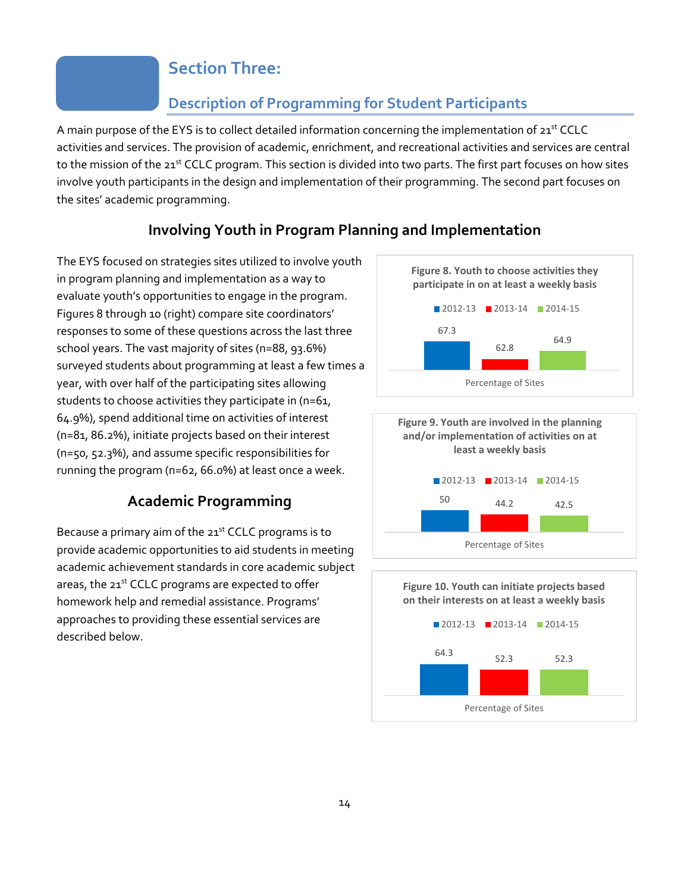# Section Three:

## Description of Programming for Student Participants

A main purpose of the EYS is to collect detailed information concerning the implementation of 21st CCLC activities and services. The provision of academic, enrichment, and recreational activities and services are central to the mission of the 21st CCLC program. This section is divided into two parts. The first part focuses on how sites involve youth participants in the design and implementation of their programming. The second part focuses on the sites' academic programming.

### Involving Youth in Program Planning and Implementation

The EYS focused on strategies sites utilized to involve youth in program planning and implementation as a way to evaluate youth's opportunities to engage in the program. Figures 8 through 10 (right) compare site coordinators' responses to some of these questions across the last three school years. The vast majority of sites (n=88, 93.6%) surveyed students about programming at least a few times a year, with over half of the participating sites allowing students to choose activities they participate in (n=61, 64.9%), spend additional time on activities of interest (n=81, 86.2%), initiate projects based on their interest (n=50, 52.3%), and assume specific responsibilities for running the program (n=62, 66.0%) at least once a week.

**Figure 8. Youth to choose activities they participate in on at least a weekly basis**

| | 2012-13 | 2013-14 | 2014-15 |
|---|---|---|---|
| Percentage of Sites | 67.3 | 62.8 | 64.9 |

**Figure 9. Youth are involved in the planning and/or implementation of activities on at least a weekly basis**

| | 2012-13 | 2013-14 | 2014-15 |
|---|---|---|---|
| Percentage of Sites | 50 | 44.2 | 42.5 |

**Figure 10. Youth can initiate projects based on their interests on at least a weekly basis**

| | 2012-13 | 2013-14 | 2014-15 |
|---|---|---|---|
| Percentage of Sites | 64.3 | 52.3 | 52.3 |

### Academic Programming

Because a primary aim of the 21st CCLC programs is to provide academic opportunities to aid students in meeting academic achievement standards in core academic subject areas, the 21st CCLC programs are expected to offer homework help and remedial assistance. Programs' approaches to providing these essential services are described below.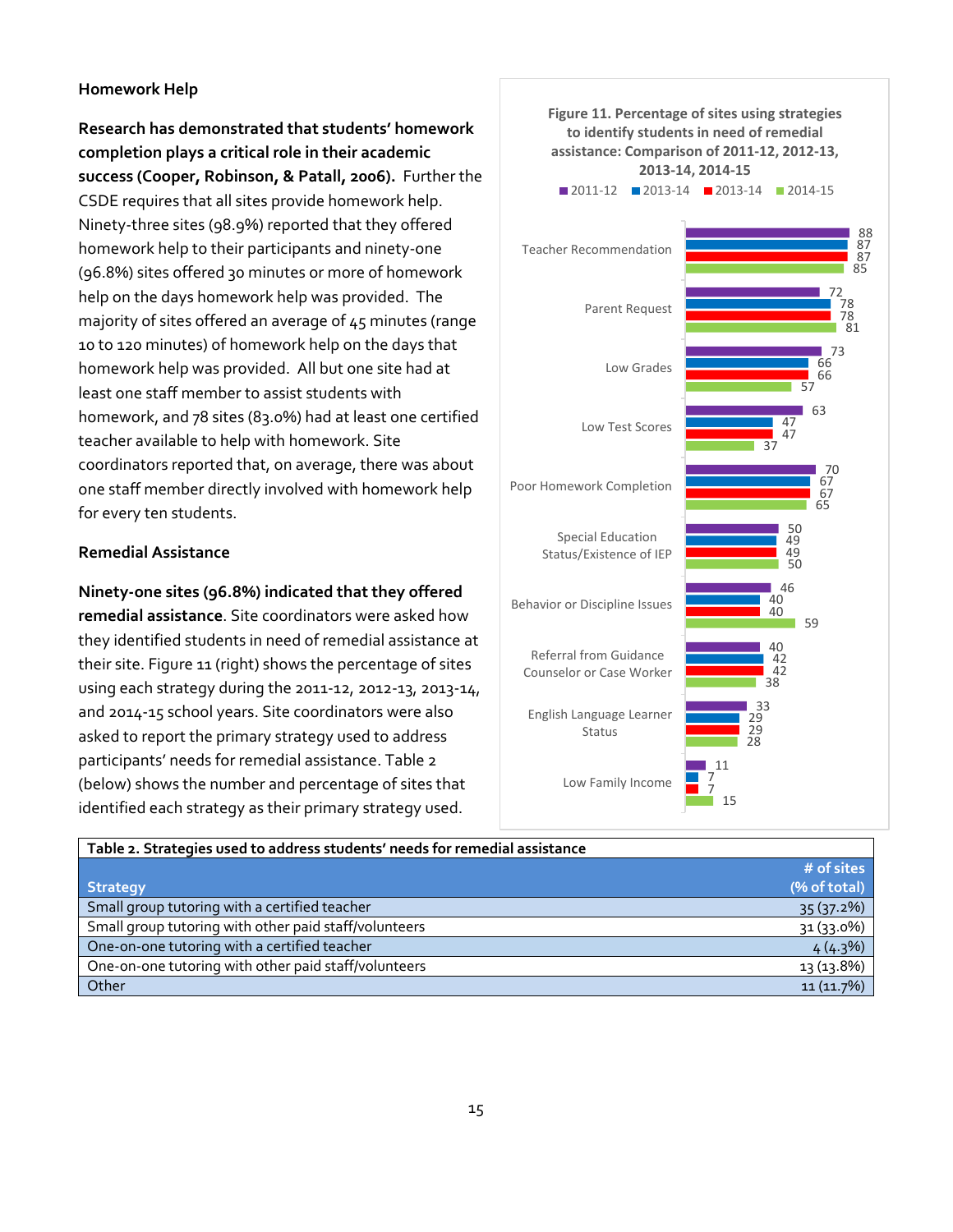### Homework Help

**Research has demonstrated that students' homework completion plays a critical role in their academic success (Cooper, Robinson, & Patall, 2006).** Further the CSDE requires that all sites provide homework help. Ninety-three sites (98.9%) reported that they offered homework help to their participants and ninety-one (96.8%) sites offered 30 minutes or more of homework help on the days homework help was provided. The majority of sites offered an average of 45 minutes (range 10 to 120 minutes) of homework help on the days that homework help was provided. All but one site had at least one staff member to assist students with homework, and 78 sites (83.0%) had at least one certified teacher available to help with homework. Site coordinators reported that, on average, there was about one staff member directly involved with homework help for every ten students.

### Remedial Assistance

**Ninety-one sites (96.8%) indicated that they offered remedial assistance**. Site coordinators were asked how they identified students in need of remedial assistance at their site. Figure 11 (right) shows the percentage of sites using each strategy during the 2011-12, 2012-13, 2013-14, and 2014-15 school years. Site coordinators were also asked to report the primary strategy used to address participants' needs for remedial assistance. Table 2 (below) shows the number and percentage of sites that identified each strategy as their primary strategy used.

**Figure 11. Percentage of sites using strategies to identify students in need of remedial assistance: Comparison of 2011-12, 2012-13, 2013-14, 2014-15**

| Strategy | 2011-12 | 2013-14 | 2013-14 | 2014-15 |
|---|---|---|---|---|
| Teacher Recommendation | 88 | 87 | 87 | 85 |
| Parent Request | 72 | 78 | 78 | 81 |
| Low Grades | 73 | 66 | 66 | 57 |
| Low Test Scores | 63 | 47 | 47 | 37 |
| Poor Homework Completion | 70 | 67 | 67 | 65 |
| Special Education Status/Existence of IEP | 50 | 49 | 49 | 50 |
| Behavior or Discipline Issues | 46 | 40 | 40 | 59 |
| Referral from Guidance Counselor or Case Worker | 40 | 42 | 42 | 38 |
| English Language Learner Status | 33 | 29 | 29 | 28 |
| Low Family Income | 11 | 7 | 7 | 15 |

**Table 2. Strategies used to address students' needs for remedial assistance**

| Strategy | # of sites (% of total) |
|---|---|
| Small group tutoring with a certified teacher | 35 (37.2%) |
| Small group tutoring with other paid staff/volunteers | 31 (33.0%) |
| One-on-one tutoring with a certified teacher | 4 (4.3%) |
| One-on-one tutoring with other paid staff/volunteers | 13 (13.8%) |
| Other | 11 (11.7%) |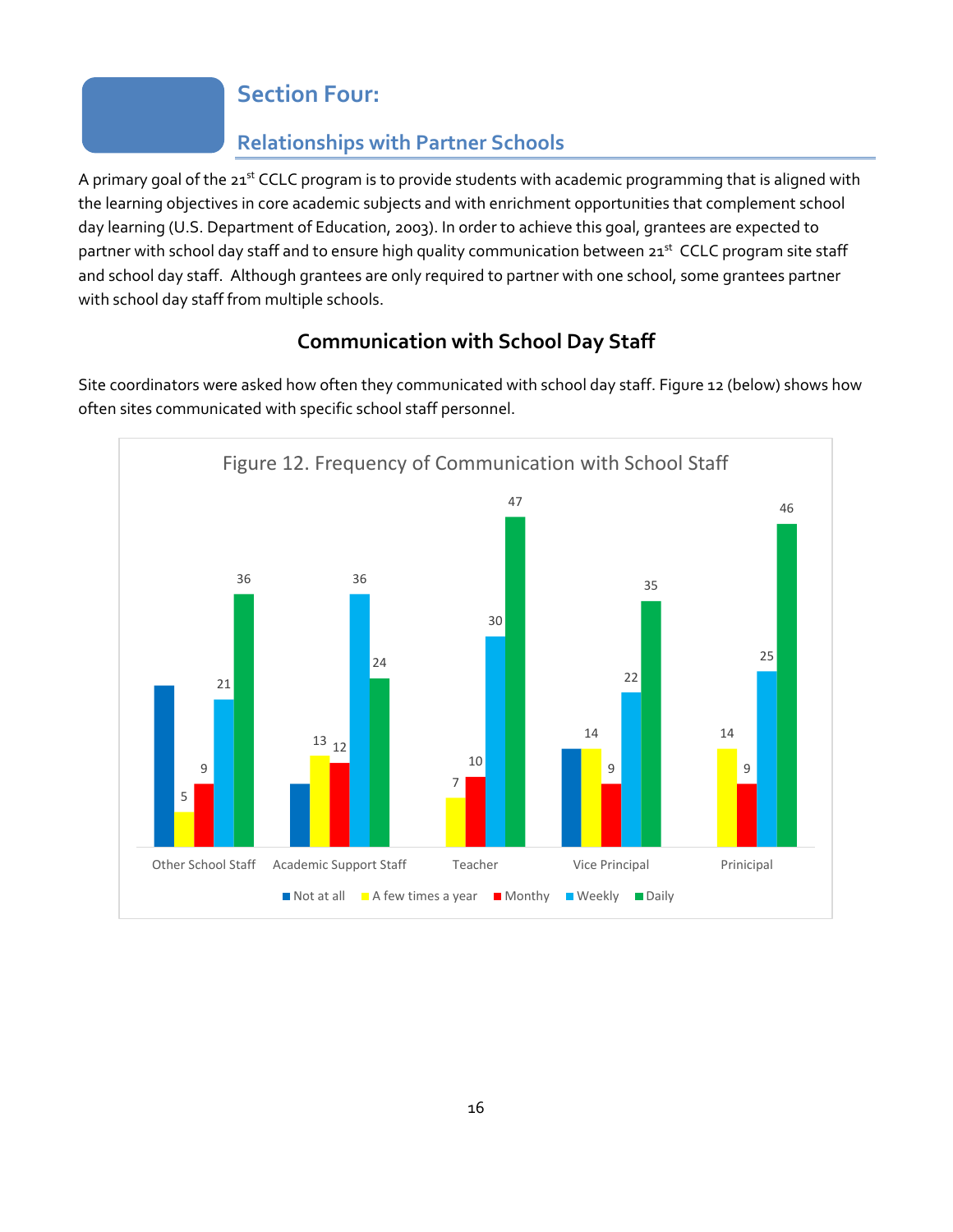# Section Four:

## Relationships with Partner Schools

A primary goal of the 21st CCLC program is to provide students with academic programming that is aligned with the learning objectives in core academic subjects and with enrichment opportunities that complement school day learning (U.S. Department of Education, 2003). In order to achieve this goal, grantees are expected to partner with school day staff and to ensure high quality communication between 21st CCLC program site staff and school day staff. Although grantees are only required to partner with one school, some grantees partner with school day staff from multiple schools.

### Communication with School Day Staff

Site coordinators were asked how often they communicated with school day staff. Figure 12 (below) shows how often sites communicated with specific school staff personnel.

Figure 12. Frequency of Communication with School Staff

| | Not at all | A few times a year | Monthy | Weekly | Daily |
|---|---|---|---|---|---|
| Other School Staff | | 5 | 9 | 21 | 36 |
| Academic Support Staff | | 13 | 12 | 36 | 24 |
| Teacher | | 7 | 10 | 30 | 47 |
| Vice Principal | 14 | 14 | 9 | 22 | 35 |
| Prinicipal | | 14 | 9 | 25 | 46 |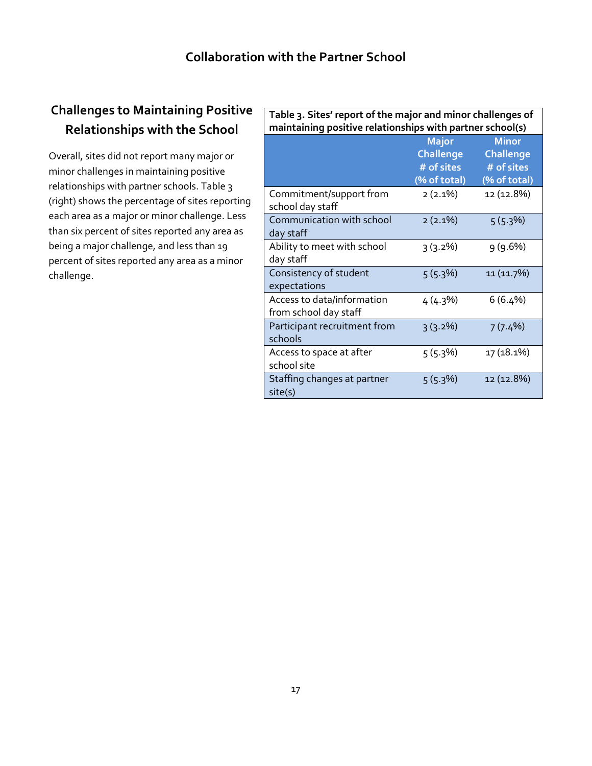# Collaboration with the Partner School

## Challenges to Maintaining Positive Relationships with the School

Overall, sites did not report many major or minor challenges in maintaining positive relationships with partner schools. Table 3 (right) shows the percentage of sites reporting each area as a major or minor challenge. Less than six percent of sites reported any area as being a major challenge, and less than 19 percent of sites reported any area as a minor challenge.

**Table 3. Sites' report of the major and minor challenges of maintaining positive relationships with partner school(s)**

| | Major Challenge # of sites (% of total) | Minor Challenge # of sites (% of total) |
|---|---|---|
| Commitment/support from school day staff | 2 (2.1%) | 12 (12.8%) |
| Communication with school day staff | 2 (2.1%) | 5 (5.3%) |
| Ability to meet with school day staff | 3 (3.2%) | 9 (9.6%) |
| Consistency of student expectations | 5 (5.3%) | 11 (11.7%) |
| Access to data/information from school day staff | 4 (4.3%) | 6 (6.4%) |
| Participant recruitment from schools | 3 (3.2%) | 7 (7.4%) |
| Access to space at after school site | 5 (5.3%) | 17 (18.1%) |
| Staffing changes at partner site(s) | 5 (5.3%) | 12 (12.8%) |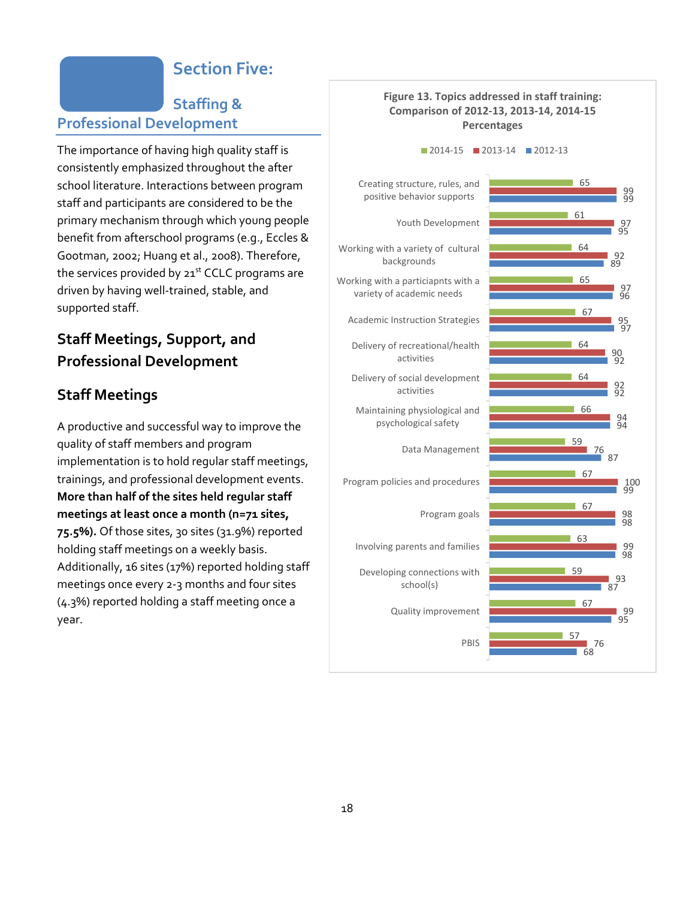# Section Five:

## Staffing & Professional Development

The importance of having high quality staff is consistently emphasized throughout the after school literature. Interactions between program staff and participants are considered to be the primary mechanism through which young people benefit from afterschool programs (e.g., Eccles & Gootman, 2002; Huang et al., 2008). Therefore, the services provided by 21st CCLC programs are driven by having well-trained, stable, and supported staff.

## Staff Meetings, Support, and Professional Development

### Staff Meetings

A productive and successful way to improve the quality of staff members and program implementation is to hold regular staff meetings, trainings, and professional development events. **More than half of the sites held regular staff meetings at least once a month (n=71 sites, 75.5%).** Of those sites, 30 sites (31.9%) reported holding staff meetings on a weekly basis. Additionally, 16 sites (17%) reported holding staff meetings once every 2-3 months and four sites (4.3%) reported holding a staff meeting once a year.

**Figure 13. Topics addressed in staff training: Comparison of 2012-13, 2013-14, 2014-15 Percentages**

| Topic | 2014-15 | 2013-14 | 2012-13 |
|---|---|---|---|
| Creating structure, rules, and positive behavior supports | 65 | 99 | 99 |
| Youth Development | 61 | 97 | 95 |
| Working with a variety of cultural backgrounds | 64 | 92 | 89 |
| Working with a particiapnts with a variety of academic needs | 65 | 97 | 96 |
| Academic Instruction Strategies | 67 | 95 | 97 |
| Delivery of recreational/health activities | 64 | 90 | 92 |
| Delivery of social development activities | 64 | 92 | 92 |
| Maintaining physiological and psychological safety | 66 | 94 | 94 |
| Data Management | 59 | 76 | 87 |
| Program policies and procedures | 67 | 100 | 99 |
| Program goals | 67 | 98 | 98 |
| Involving parents and families | 63 | 99 | 98 |
| Developing connections with school(s) | 59 | 93 | 87 |
| Quality improvement | 67 | 99 | 95 |
| PBIS | 57 | 76 | 68 |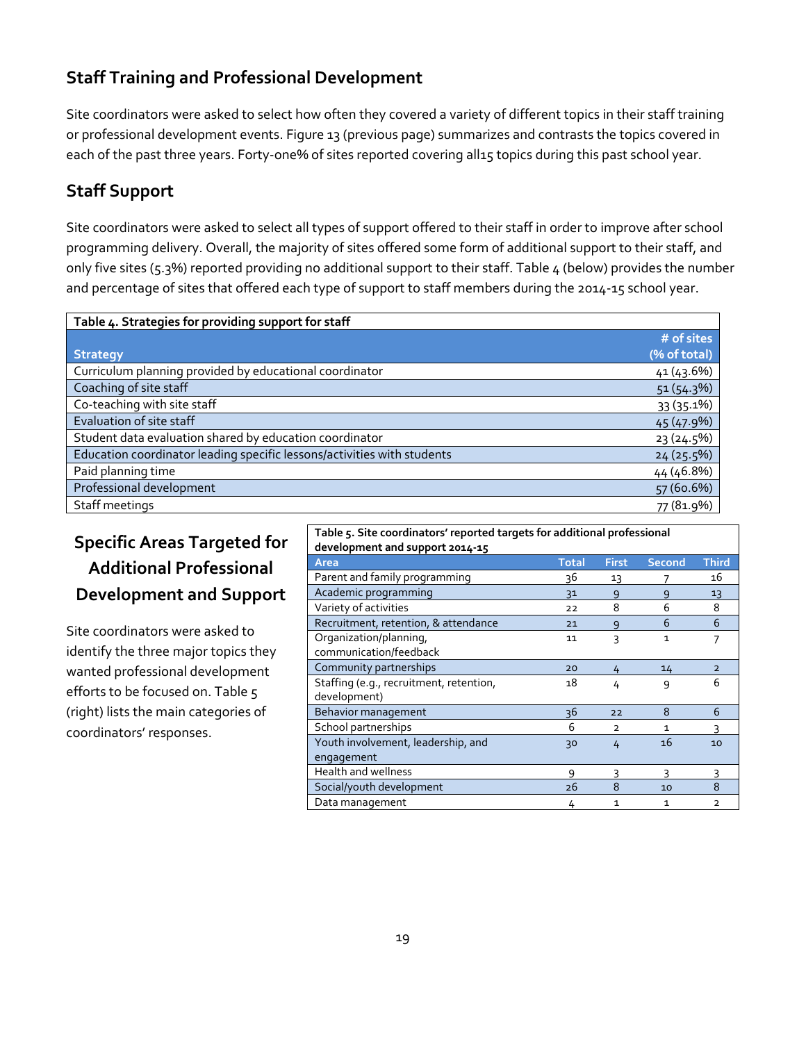## Staff Training and Professional Development

Site coordinators were asked to select how often they covered a variety of different topics in their staff training or professional development events. Figure 13 (previous page) summarizes and contrasts the topics covered in each of the past three years. Forty-one% of sites reported covering all15 topics during this past school year.

## Staff Support

Site coordinators were asked to select all types of support offered to their staff in order to improve after school programming delivery. Overall, the majority of sites offered some form of additional support to their staff, and only five sites (5.3%) reported providing no additional support to their staff. Table 4 (below) provides the number and percentage of sites that offered each type of support to staff members during the 2014-15 school year.

**Table 4. Strategies for providing support for staff**

| Strategy | # of sites (% of total) |
|---|---|
| Curriculum planning provided by educational coordinator | 41 (43.6%) |
| Coaching of site staff | 51 (54.3%) |
| Co-teaching with site staff | 33 (35.1%) |
| Evaluation of site staff | 45 (47.9%) |
| Student data evaluation shared by education coordinator | 23 (24.5%) |
| Education coordinator leading specific lessons/activities with students | 24 (25.5%) |
| Paid planning time | 44 (46.8%) |
| Professional development | 57 (60.6%) |
| Staff meetings | 77 (81.9%) |

## Specific Areas Targeted for Additional Professional Development and Support

Site coordinators were asked to identify the three major topics they wanted professional development efforts to be focused on. Table 5 (right) lists the main categories of coordinators' responses.

**Table 5. Site coordinators' reported targets for additional professional development and support 2014-15**

| Area | Total | First | Second | Third |
|---|---|---|---|---|
| Parent and family programming | 36 | 13 | 7 | 16 |
| Academic programming | 31 | 9 | 9 | 13 |
| Variety of activities | 22 | 8 | 6 | 8 |
| Recruitment, retention, & attendance | 21 | 9 | 6 | 6 |
| Organization/planning, communication/feedback | 11 | 3 | 1 | 7 |
| Community partnerships | 20 | 4 | 14 | 2 |
| Staffing (e.g., recruitment, retention, development) | 18 | 4 | 9 | 6 |
| Behavior management | 36 | 22 | 8 | 6 |
| School partnerships | 6 | 2 | 1 | 3 |
| Youth involvement, leadership, and engagement | 30 | 4 | 16 | 10 |
| Health and wellness | 9 | 3 | 3 | 3 |
| Social/youth development | 26 | 8 | 10 | 8 |
| Data management | 4 | 1 | 1 | 2 |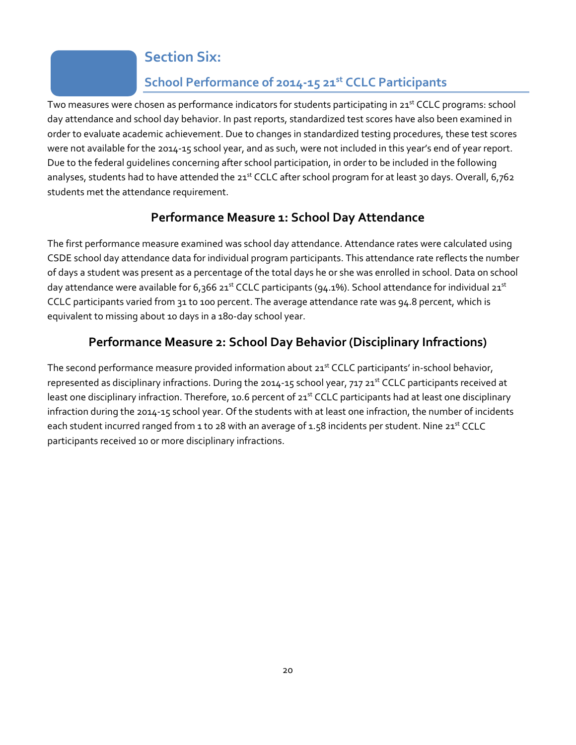# Section Six:

## School Performance of 2014-15 21st CCLC Participants

Two measures were chosen as performance indicators for students participating in 21st CCLC programs: school day attendance and school day behavior. In past reports, standardized test scores have also been examined in order to evaluate academic achievement. Due to changes in standardized testing procedures, these test scores were not available for the 2014-15 school year, and as such, were not included in this year's end of year report. Due to the federal guidelines concerning after school participation, in order to be included in the following analyses, students had to have attended the 21st CCLC after school program for at least 30 days. Overall, 6,762 students met the attendance requirement.

### Performance Measure 1: School Day Attendance

The first performance measure examined was school day attendance. Attendance rates were calculated using CSDE school day attendance data for individual program participants. This attendance rate reflects the number of days a student was present as a percentage of the total days he or she was enrolled in school. Data on school day attendance were available for 6,366 21st CCLC participants (94.1%). School attendance for individual 21st CCLC participants varied from 31 to 100 percent. The average attendance rate was 94.8 percent, which is equivalent to missing about 10 days in a 180-day school year.

### Performance Measure 2: School Day Behavior (Disciplinary Infractions)

The second performance measure provided information about 21st CCLC participants' in-school behavior, represented as disciplinary infractions. During the 2014-15 school year, 717 21st CCLC participants received at least one disciplinary infraction. Therefore, 10.6 percent of 21st CCLC participants had at least one disciplinary infraction during the 2014-15 school year. Of the students with at least one infraction, the number of incidents each student incurred ranged from 1 to 28 with an average of 1.58 incidents per student. Nine 21st CCLC participants received 10 or more disciplinary infractions.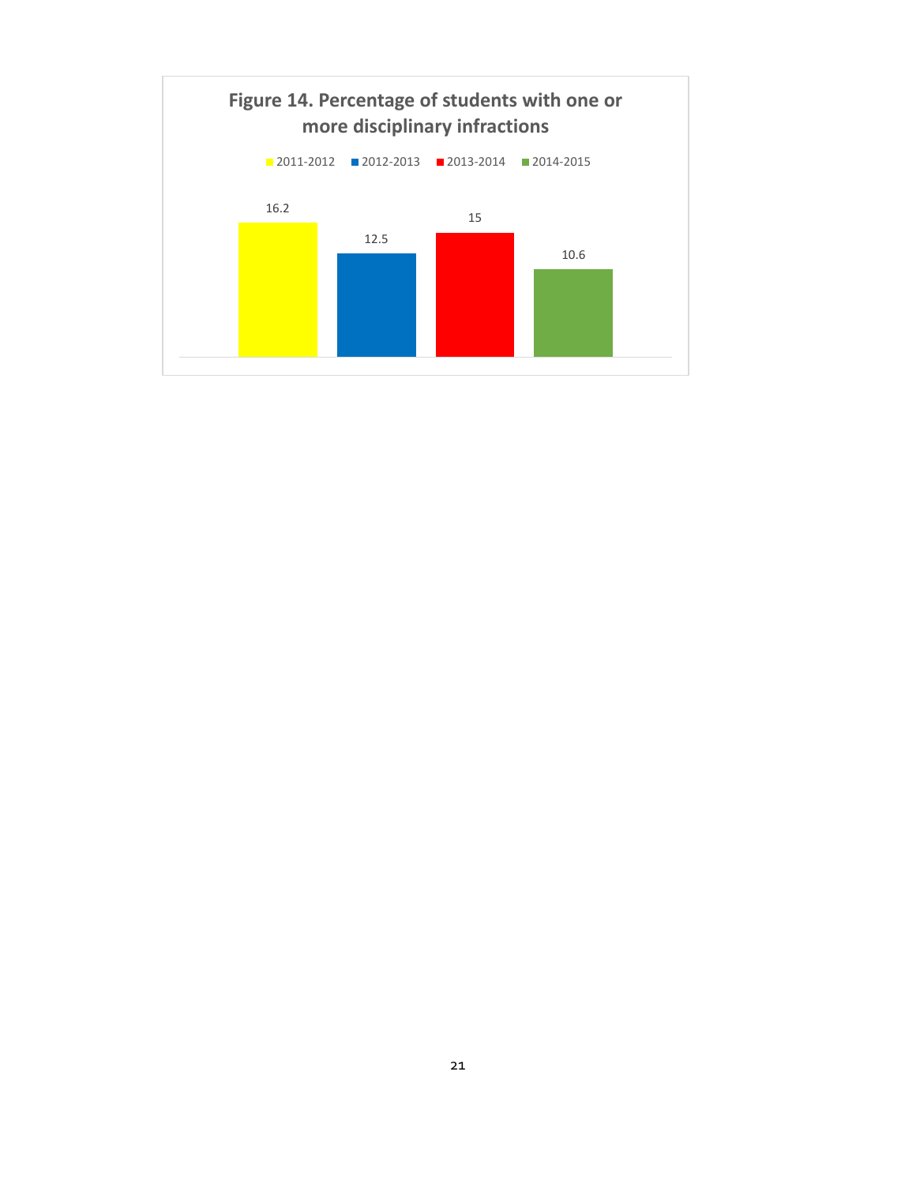**Figure 14. Percentage of students with one or more disciplinary infractions**

| 2011-2012 | 2012-2013 | 2013-2014 | 2014-2015 |
| --- | --- | --- | --- |
| 16.2 | 12.5 | 15 | 10.6 |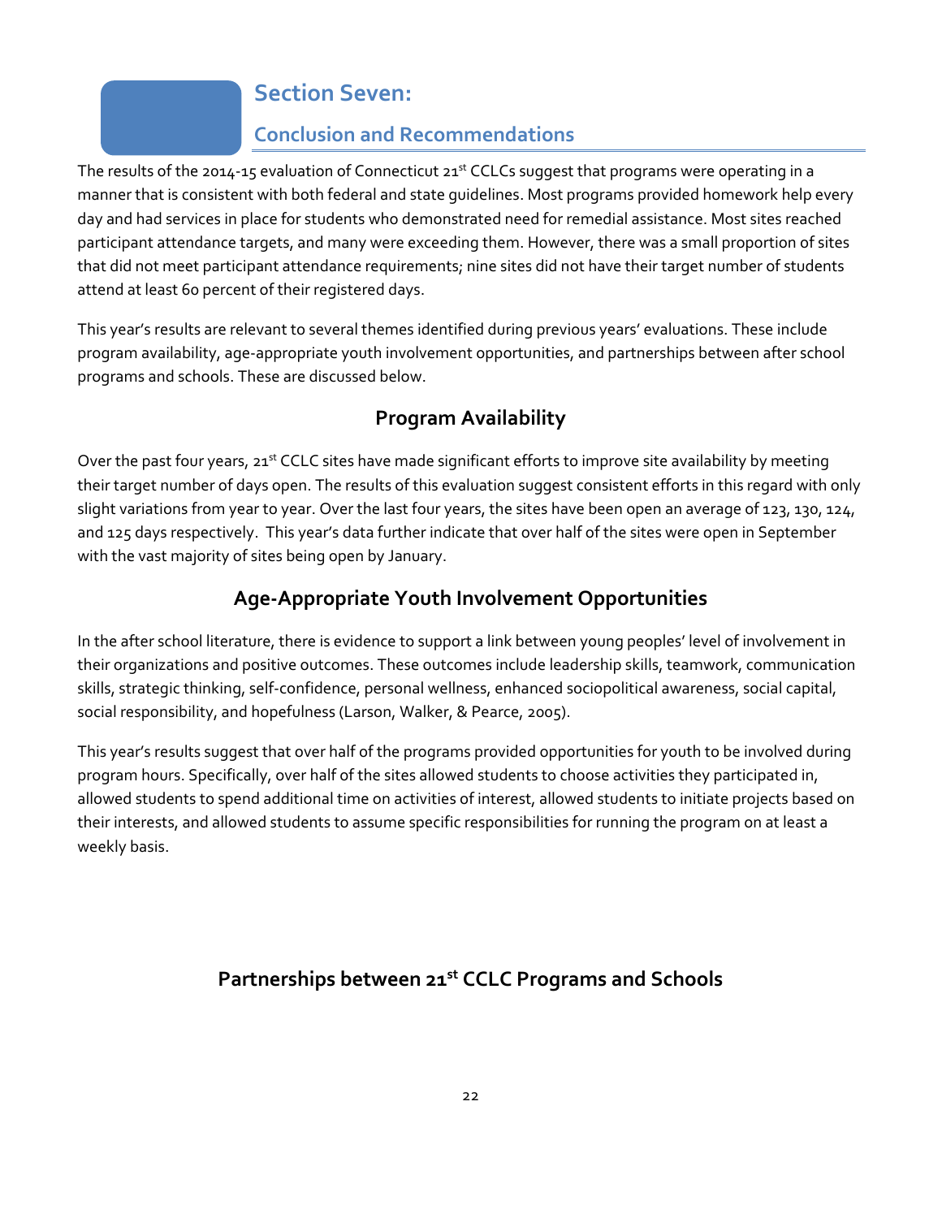# Section Seven:

## Conclusion and Recommendations

The results of the 2014-15 evaluation of Connecticut 21st CCLCs suggest that programs were operating in a manner that is consistent with both federal and state guidelines. Most programs provided homework help every day and had services in place for students who demonstrated need for remedial assistance. Most sites reached participant attendance targets, and many were exceeding them. However, there was a small proportion of sites that did not meet participant attendance requirements; nine sites did not have their target number of students attend at least 60 percent of their registered days.

This year's results are relevant to several themes identified during previous years' evaluations. These include program availability, age-appropriate youth involvement opportunities, and partnerships between after school programs and schools. These are discussed below.

### Program Availability

Over the past four years, 21st CCLC sites have made significant efforts to improve site availability by meeting their target number of days open. The results of this evaluation suggest consistent efforts in this regard with only slight variations from year to year. Over the last four years, the sites have been open an average of 123, 130, 124, and 125 days respectively. This year's data further indicate that over half of the sites were open in September with the vast majority of sites being open by January.

### Age-Appropriate Youth Involvement Opportunities

In the after school literature, there is evidence to support a link between young peoples' level of involvement in their organizations and positive outcomes. These outcomes include leadership skills, teamwork, communication skills, strategic thinking, self-confidence, personal wellness, enhanced sociopolitical awareness, social capital, social responsibility, and hopefulness (Larson, Walker, & Pearce, 2005).

This year's results suggest that over half of the programs provided opportunities for youth to be involved during program hours. Specifically, over half of the sites allowed students to choose activities they participated in, allowed students to spend additional time on activities of interest, allowed students to initiate projects based on their interests, and allowed students to assume specific responsibilities for running the program on at least a weekly basis.

### Partnerships between 21st CCLC Programs and Schools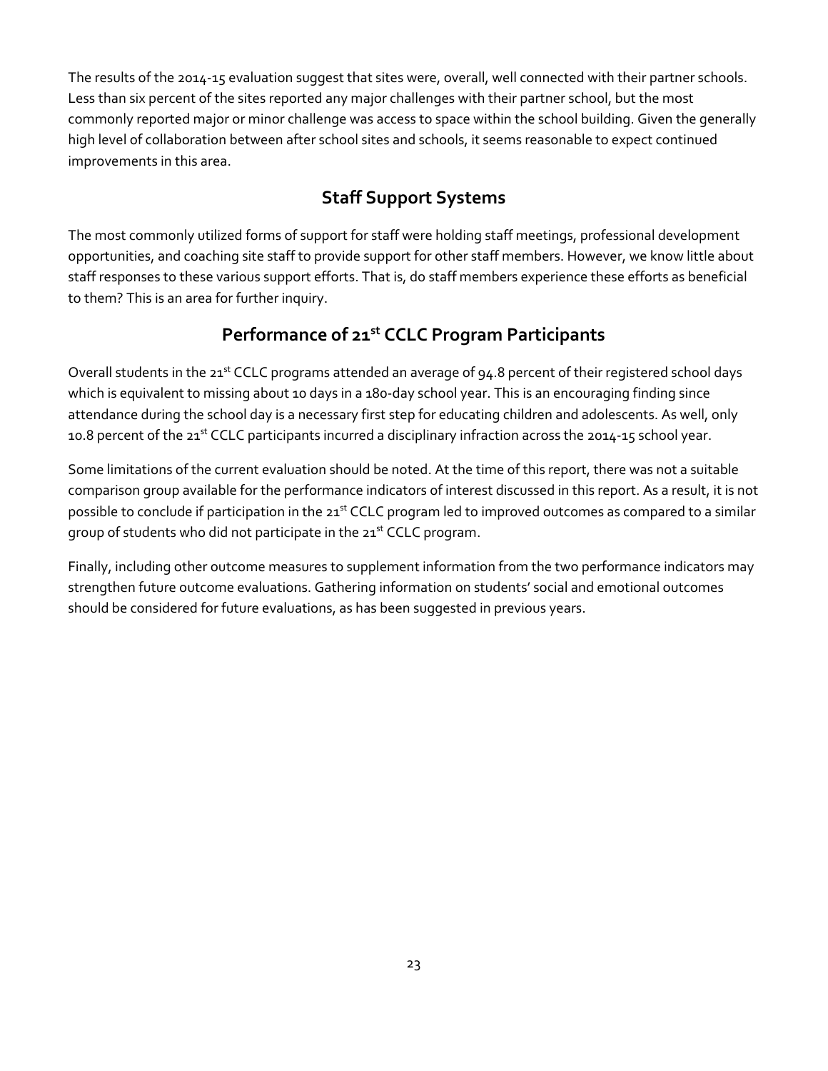The results of the 2014-15 evaluation suggest that sites were, overall, well connected with their partner schools. Less than six percent of the sites reported any major challenges with their partner school, but the most commonly reported major or minor challenge was access to space within the school building. Given the generally high level of collaboration between after school sites and schools, it seems reasonable to expect continued improvements in this area.

## Staff Support Systems

The most commonly utilized forms of support for staff were holding staff meetings, professional development opportunities, and coaching site staff to provide support for other staff members. However, we know little about staff responses to these various support efforts. That is, do staff members experience these efforts as beneficial to them? This is an area for further inquiry.

## Performance of 21st CCLC Program Participants

Overall students in the 21st CCLC programs attended an average of 94.8 percent of their registered school days which is equivalent to missing about 10 days in a 180-day school year. This is an encouraging finding since attendance during the school day is a necessary first step for educating children and adolescents. As well, only 10.8 percent of the 21st CCLC participants incurred a disciplinary infraction across the 2014-15 school year.

Some limitations of the current evaluation should be noted. At the time of this report, there was not a suitable comparison group available for the performance indicators of interest discussed in this report. As a result, it is not possible to conclude if participation in the 21st CCLC program led to improved outcomes as compared to a similar group of students who did not participate in the 21st CCLC program.

Finally, including other outcome measures to supplement information from the two performance indicators may strengthen future outcome evaluations. Gathering information on students' social and emotional outcomes should be considered for future evaluations, as has been suggested in previous years.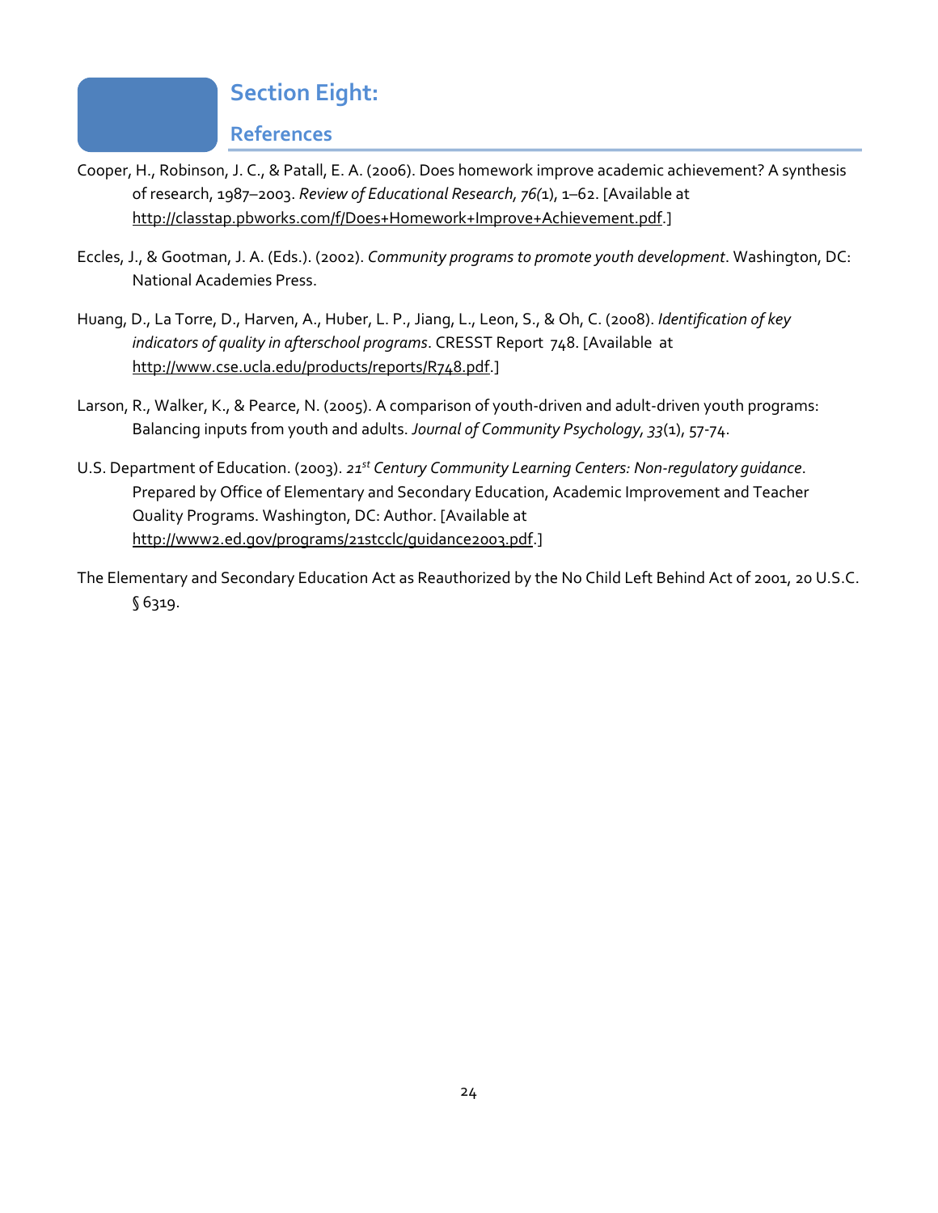# Section Eight:

## References

Cooper, H., Robinson, J. C., & Patall, E. A. (2006). Does homework improve academic achievement? A synthesis of research, 1987–2003. *Review of Educational Research, 76(*1), 1–62. [Available at http://classtap.pbworks.com/f/Does+Homework+Improve+Achievement.pdf.]

Eccles, J., & Gootman, J. A. (Eds.). (2002). *Community programs to promote youth development*. Washington, DC: National Academies Press.

Huang, D., La Torre, D., Harven, A., Huber, L. P., Jiang, L., Leon, S., & Oh, C. (2008). *Identification of key indicators of quality in afterschool programs*. CRESST Report 748. [Available at http://www.cse.ucla.edu/products/reports/R748.pdf.]

Larson, R., Walker, K., & Pearce, N. (2005). A comparison of youth-driven and adult-driven youth programs: Balancing inputs from youth and adults. *Journal of Community Psychology, 33*(1), 57-74.

U.S. Department of Education. (2003). *21st Century Community Learning Centers: Non-regulatory guidance*. Prepared by Office of Elementary and Secondary Education, Academic Improvement and Teacher Quality Programs. Washington, DC: Author. [Available at http://www2.ed.gov/programs/21stcclc/guidance2003.pdf.]

The Elementary and Secondary Education Act as Reauthorized by the No Child Left Behind Act of 2001, 20 U.S.C. § 6319.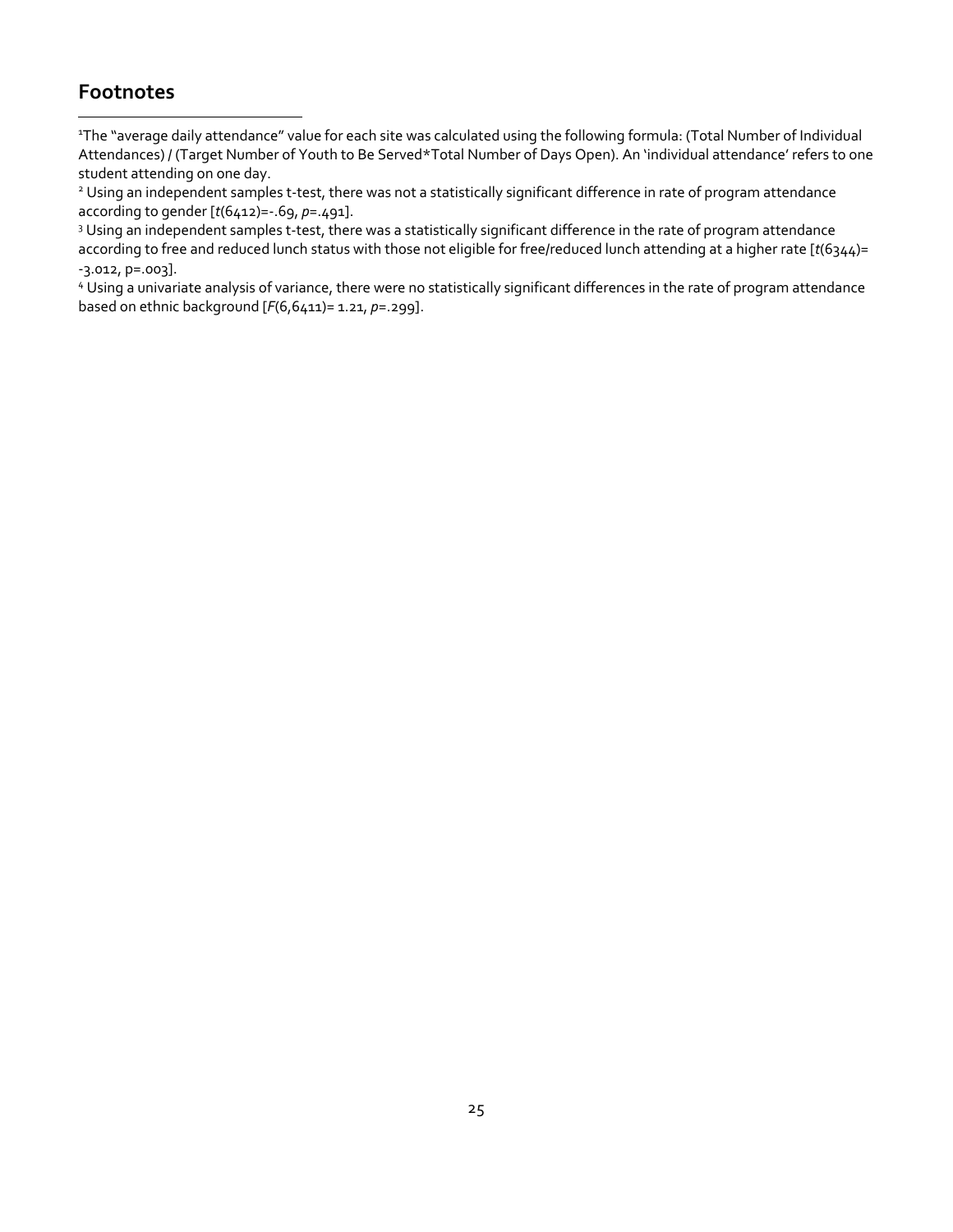## Footnotes

[1]The "average daily attendance" value for each site was calculated using the following formula: (Total Number of Individual Attendances) / (Target Number of Youth to Be Served*Total Number of Days Open). An 'individual attendance' refers to one student attending on one day.

[2] Using an independent samples t-test, there was not a statistically significant difference in rate of program attendance according to gender [$t(6412)=-.69$, $p=.491$].

[3] Using an independent samples t-test, there was a statistically significant difference in the rate of program attendance according to free and reduced lunch status with those not eligible for free/reduced lunch attending at a higher rate [$t(6344)= -3.012$, $p=.003$].

[4] Using a univariate analysis of variance, there were no statistically significant differences in the rate of program attendance based on ethnic background [$F(6,6411)= 1.21$, $p=.299$].